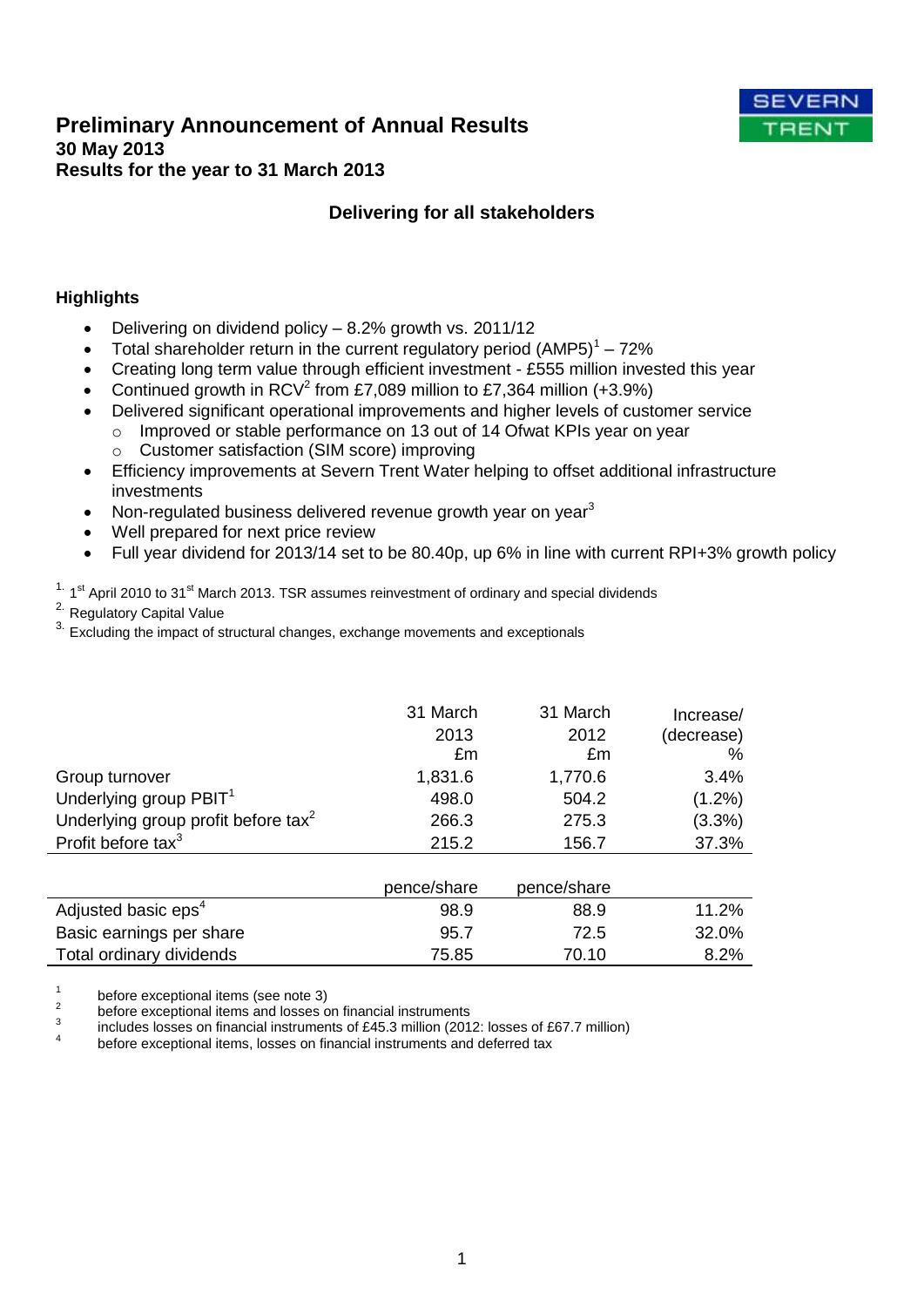# Preliminary Announcement of Annual Results

**30 May 2013**

**Results for the year to 31 March 2013**

SEVERN TRENT

## Delivering for all stakeholders

### Highlights

- Delivering on dividend policy – 8.2% growth vs. 2011/12
- Total shareholder return in the current regulatory period (AMP5)[1] – 72%
- Creating long term value through efficient investment - £555 million invested this year
- Continued growth in RCV[2] from £7,089 million to £7,364 million (+3.9%)
- Delivered significant operational improvements and higher levels of customer service
  - Improved or stable performance on 13 out of 14 Ofwat KPIs year on year
  - Customer satisfaction (SIM score) improving
- Efficiency improvements at Severn Trent Water helping to offset additional infrastructure investments
- Non-regulated business delivered revenue growth year on year[3]
- Well prepared for next price review
- Full year dividend for 2013/14 set to be 80.40p, up 6% in line with current RPI+3% growth policy

[1] 1st April 2010 to 31st March 2013. TSR assumes reinvestment of ordinary and special dividends

[2] Regulatory Capital Value

[3] Excluding the impact of structural changes, exchange movements and exceptionals

| | 31 March 2013 £m | 31 March 2012 £m | Increase/ (decrease) % |
|---|---|---|---|
| Group turnover | 1,831.6 | 1,770.6 | 3.4% |
| Underlying group PBIT[1] | 498.0 | 504.2 | (1.2%) |
| Underlying group profit before tax[2] | 266.3 | 275.3 | (3.3%) |
| Profit before tax[3] | 215.2 | 156.7 | 37.3% |
| | **pence/share** | **pence/share** | |
| Adjusted basic eps[4] | 98.9 | 88.9 | 11.2% |
| Basic earnings per share | 95.7 | 72.5 | 32.0% |
| Total ordinary dividends | 75.85 | 70.10 | 8.2% |

[1] before exceptional items (see note 3)

[2] before exceptional items and losses on financial instruments

[3] includes losses on financial instruments of £45.3 million (2012: losses of £67.7 million)

[4] before exceptional items, losses on financial instruments and deferred tax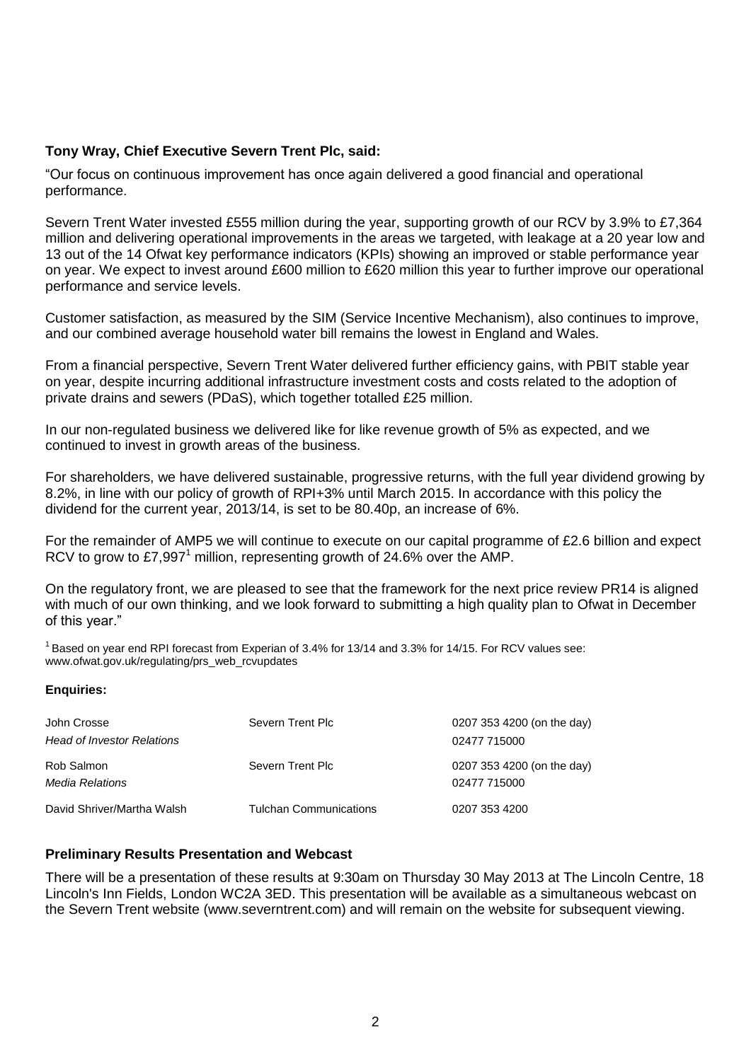**Tony Wray, Chief Executive Severn Trent Plc, said:**

"Our focus on continuous improvement has once again delivered a good financial and operational performance.

Severn Trent Water invested £555 million during the year, supporting growth of our RCV by 3.9% to £7,364 million and delivering operational improvements in the areas we targeted, with leakage at a 20 year low and 13 out of the 14 Ofwat key performance indicators (KPIs) showing an improved or stable performance year on year. We expect to invest around £600 million to £620 million this year to further improve our operational performance and service levels.

Customer satisfaction, as measured by the SIM (Service Incentive Mechanism), also continues to improve, and our combined average household water bill remains the lowest in England and Wales.

From a financial perspective, Severn Trent Water delivered further efficiency gains, with PBIT stable year on year, despite incurring additional infrastructure investment costs and costs related to the adoption of private drains and sewers (PDaS), which together totalled £25 million.

In our non-regulated business we delivered like for like revenue growth of 5% as expected, and we continued to invest in growth areas of the business.

For shareholders, we have delivered sustainable, progressive returns, with the full year dividend growing by 8.2%, in line with our policy of growth of RPI+3% until March 2015. In accordance with this policy the dividend for the current year, 2013/14, is set to be 80.40p, an increase of 6%.

For the remainder of AMP5 we will continue to execute on our capital programme of £2.6 billion and expect RCV to grow to £7,997[1] million, representing growth of 24.6% over the AMP.

On the regulatory front, we are pleased to see that the framework for the next price review PR14 is aligned with much of our own thinking, and we look forward to submitting a high quality plan to Ofwat in December of this year."

[1] Based on year end RPI forecast from Experian of 3.4% for 13/14 and 3.3% for 14/15. For RCV values see: www.ofwat.gov.uk/regulating/prs_web_rcvupdates

**Enquiries:**

| | | |
|---|---|---|
| John Crosse<br>*Head of Investor Relations* | Severn Trent Plc | 0207 353 4200 (on the day)<br>02477 715000 |
| Rob Salmon<br>*Media Relations* | Severn Trent Plc | 0207 353 4200 (on the day)<br>02477 715000 |
| David Shriver/Martha Walsh | Tulchan Communications | 0207 353 4200 |

**Preliminary Results Presentation and Webcast**

There will be a presentation of these results at 9:30am on Thursday 30 May 2013 at The Lincoln Centre, 18 Lincoln's Inn Fields, London WC2A 3ED. This presentation will be available as a simultaneous webcast on the Severn Trent website (www.severntrent.com) and will remain on the website for subsequent viewing.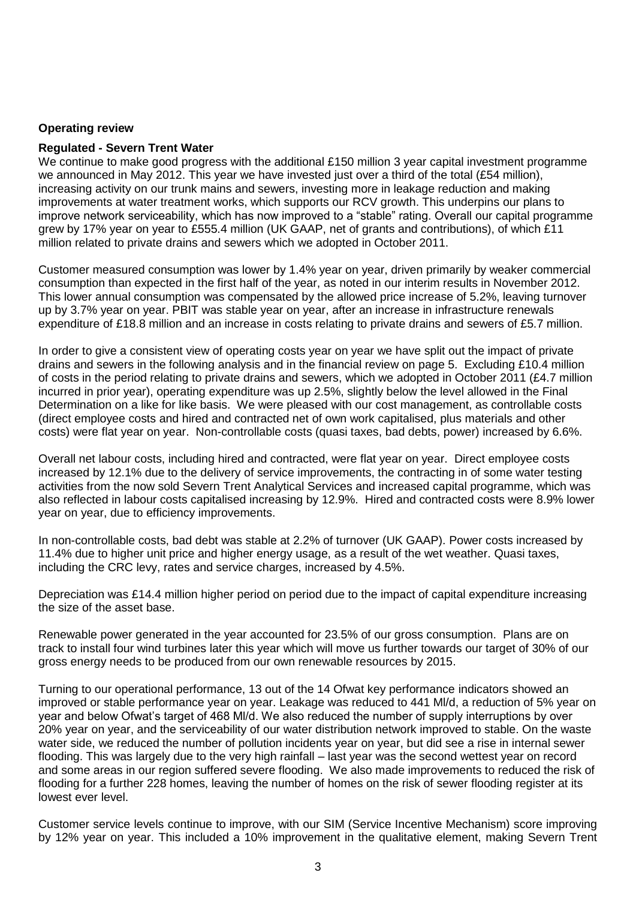**Operating review**

**Regulated - Severn Trent Water**

We continue to make good progress with the additional £150 million 3 year capital investment programme we announced in May 2012. This year we have invested just over a third of the total (£54 million), increasing activity on our trunk mains and sewers, investing more in leakage reduction and making improvements at water treatment works, which supports our RCV growth. This underpins our plans to improve network serviceability, which has now improved to a "stable" rating. Overall our capital programme grew by 17% year on year to £555.4 million (UK GAAP, net of grants and contributions), of which £11 million related to private drains and sewers which we adopted in October 2011.

Customer measured consumption was lower by 1.4% year on year, driven primarily by weaker commercial consumption than expected in the first half of the year, as noted in our interim results in November 2012. This lower annual consumption was compensated by the allowed price increase of 5.2%, leaving turnover up by 3.7% year on year. PBIT was stable year on year, after an increase in infrastructure renewals expenditure of £18.8 million and an increase in costs relating to private drains and sewers of £5.7 million.

In order to give a consistent view of operating costs year on year we have split out the impact of private drains and sewers in the following analysis and in the financial review on page 5. Excluding £10.4 million of costs in the period relating to private drains and sewers, which we adopted in October 2011 (£4.7 million incurred in prior year), operating expenditure was up 2.5%, slightly below the level allowed in the Final Determination on a like for like basis. We were pleased with our cost management, as controllable costs (direct employee costs and hired and contracted net of own work capitalised, plus materials and other costs) were flat year on year. Non-controllable costs (quasi taxes, bad debts, power) increased by 6.6%.

Overall net labour costs, including hired and contracted, were flat year on year. Direct employee costs increased by 12.1% due to the delivery of service improvements, the contracting in of some water testing activities from the now sold Severn Trent Analytical Services and increased capital programme, which was also reflected in labour costs capitalised increasing by 12.9%. Hired and contracted costs were 8.9% lower year on year, due to efficiency improvements.

In non-controllable costs, bad debt was stable at 2.2% of turnover (UK GAAP). Power costs increased by 11.4% due to higher unit price and higher energy usage, as a result of the wet weather. Quasi taxes, including the CRC levy, rates and service charges, increased by 4.5%.

Depreciation was £14.4 million higher period on period due to the impact of capital expenditure increasing the size of the asset base.

Renewable power generated in the year accounted for 23.5% of our gross consumption. Plans are on track to install four wind turbines later this year which will move us further towards our target of 30% of our gross energy needs to be produced from our own renewable resources by 2015.

Turning to our operational performance, 13 out of the 14 Ofwat key performance indicators showed an improved or stable performance year on year. Leakage was reduced to 441 Ml/d, a reduction of 5% year on year and below Ofwat's target of 468 Ml/d. We also reduced the number of supply interruptions by over 20% year on year, and the serviceability of our water distribution network improved to stable. On the waste water side, we reduced the number of pollution incidents year on year, but did see a rise in internal sewer flooding. This was largely due to the very high rainfall – last year was the second wettest year on record and some areas in our region suffered severe flooding. We also made improvements to reduced the risk of flooding for a further 228 homes, leaving the number of homes on the risk of sewer flooding register at its lowest ever level.

Customer service levels continue to improve, with our SIM (Service Incentive Mechanism) score improving by 12% year on year. This included a 10% improvement in the qualitative element, making Severn Trent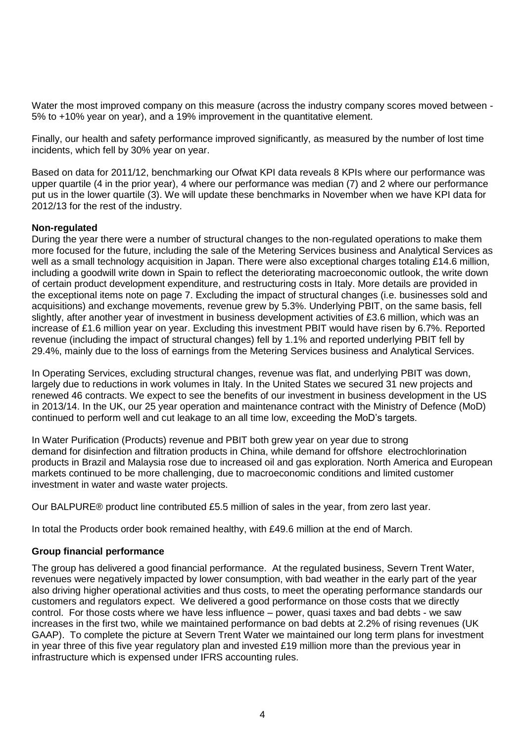Water the most improved company on this measure (across the industry company scores moved between -5% to +10% year on year), and a 19% improvement in the quantitative element.

Finally, our health and safety performance improved significantly, as measured by the number of lost time incidents, which fell by 30% year on year.

Based on data for 2011/12, benchmarking our Ofwat KPI data reveals 8 KPIs where our performance was upper quartile (4 in the prior year), 4 where our performance was median (7) and 2 where our performance put us in the lower quartile (3). We will update these benchmarks in November when we have KPI data for 2012/13 for the rest of the industry.

**Non-regulated**

During the year there were a number of structural changes to the non-regulated operations to make them more focused for the future, including the sale of the Metering Services business and Analytical Services as well as a small technology acquisition in Japan. There were also exceptional charges totaling £14.6 million, including a goodwill write down in Spain to reflect the deteriorating macroeconomic outlook, the write down of certain product development expenditure, and restructuring costs in Italy. More details are provided in the exceptional items note on page 7. Excluding the impact of structural changes (i.e. businesses sold and acquisitions) and exchange movements, revenue grew by 5.3%. Underlying PBIT, on the same basis, fell slightly, after another year of investment in business development activities of £3.6 million, which was an increase of £1.6 million year on year. Excluding this investment PBIT would have risen by 6.7%. Reported revenue (including the impact of structural changes) fell by 1.1% and reported underlying PBIT fell by 29.4%, mainly due to the loss of earnings from the Metering Services business and Analytical Services.

In Operating Services, excluding structural changes, revenue was flat, and underlying PBIT was down, largely due to reductions in work volumes in Italy. In the United States we secured 31 new projects and renewed 46 contracts. We expect to see the benefits of our investment in business development in the US in 2013/14. In the UK, our 25 year operation and maintenance contract with the Ministry of Defence (MoD) continued to perform well and cut leakage to an all time low, exceeding the MoD's targets.

In Water Purification (Products) revenue and PBIT both grew year on year due to strong demand for disinfection and filtration products in China, while demand for offshore electrochlorination products in Brazil and Malaysia rose due to increased oil and gas exploration. North America and European markets continued to be more challenging, due to macroeconomic conditions and limited customer investment in water and waste water projects.

Our BALPURE® product line contributed £5.5 million of sales in the year, from zero last year.

In total the Products order book remained healthy, with £49.6 million at the end of March.

**Group financial performance**

The group has delivered a good financial performance. At the regulated business, Severn Trent Water, revenues were negatively impacted by lower consumption, with bad weather in the early part of the year also driving higher operational activities and thus costs, to meet the operating performance standards our customers and regulators expect. We delivered a good performance on those costs that we directly control. For those costs where we have less influence – power, quasi taxes and bad debts - we saw increases in the first two, while we maintained performance on bad debts at 2.2% of rising revenues (UK GAAP). To complete the picture at Severn Trent Water we maintained our long term plans for investment in year three of this five year regulatory plan and invested £19 million more than the previous year in infrastructure which is expensed under IFRS accounting rules.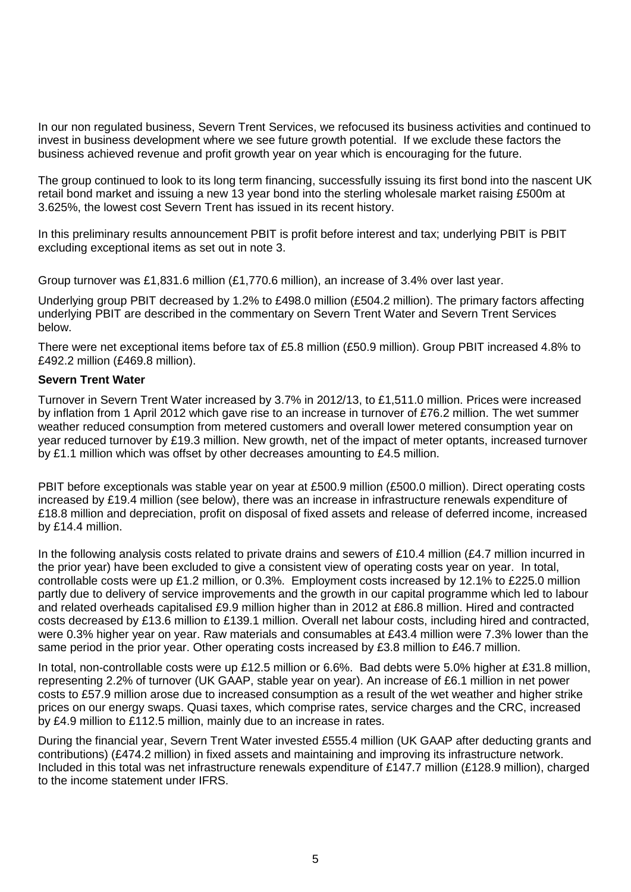In our non regulated business, Severn Trent Services, we refocused its business activities and continued to invest in business development where we see future growth potential. If we exclude these factors the business achieved revenue and profit growth year on year which is encouraging for the future.

The group continued to look to its long term financing, successfully issuing its first bond into the nascent UK retail bond market and issuing a new 13 year bond into the sterling wholesale market raising £500m at 3.625%, the lowest cost Severn Trent has issued in its recent history.

In this preliminary results announcement PBIT is profit before interest and tax; underlying PBIT is PBIT excluding exceptional items as set out in note 3.

Group turnover was £1,831.6 million (£1,770.6 million), an increase of 3.4% over last year.

Underlying group PBIT decreased by 1.2% to £498.0 million (£504.2 million). The primary factors affecting underlying PBIT are described in the commentary on Severn Trent Water and Severn Trent Services below.

There were net exceptional items before tax of £5.8 million (£50.9 million). Group PBIT increased 4.8% to £492.2 million (£469.8 million).

**Severn Trent Water**

Turnover in Severn Trent Water increased by 3.7% in 2012/13, to £1,511.0 million. Prices were increased by inflation from 1 April 2012 which gave rise to an increase in turnover of £76.2 million. The wet summer weather reduced consumption from metered customers and overall lower metered consumption year on year reduced turnover by £19.3 million. New growth, net of the impact of meter optants, increased turnover by £1.1 million which was offset by other decreases amounting to £4.5 million.

PBIT before exceptionals was stable year on year at £500.9 million (£500.0 million). Direct operating costs increased by £19.4 million (see below), there was an increase in infrastructure renewals expenditure of £18.8 million and depreciation, profit on disposal of fixed assets and release of deferred income, increased by £14.4 million.

In the following analysis costs related to private drains and sewers of £10.4 million (£4.7 million incurred in the prior year) have been excluded to give a consistent view of operating costs year on year. In total, controllable costs were up £1.2 million, or 0.3%. Employment costs increased by 12.1% to £225.0 million partly due to delivery of service improvements and the growth in our capital programme which led to labour and related overheads capitalised £9.9 million higher than in 2012 at £86.8 million. Hired and contracted costs decreased by £13.6 million to £139.1 million. Overall net labour costs, including hired and contracted, were 0.3% higher year on year. Raw materials and consumables at £43.4 million were 7.3% lower than the same period in the prior year. Other operating costs increased by £3.8 million to £46.7 million.

In total, non-controllable costs were up £12.5 million or 6.6%. Bad debts were 5.0% higher at £31.8 million, representing 2.2% of turnover (UK GAAP, stable year on year). An increase of £6.1 million in net power costs to £57.9 million arose due to increased consumption as a result of the wet weather and higher strike prices on our energy swaps. Quasi taxes, which comprise rates, service charges and the CRC, increased by £4.9 million to £112.5 million, mainly due to an increase in rates.

During the financial year, Severn Trent Water invested £555.4 million (UK GAAP after deducting grants and contributions) (£474.2 million) in fixed assets and maintaining and improving its infrastructure network. Included in this total was net infrastructure renewals expenditure of £147.7 million (£128.9 million), charged to the income statement under IFRS.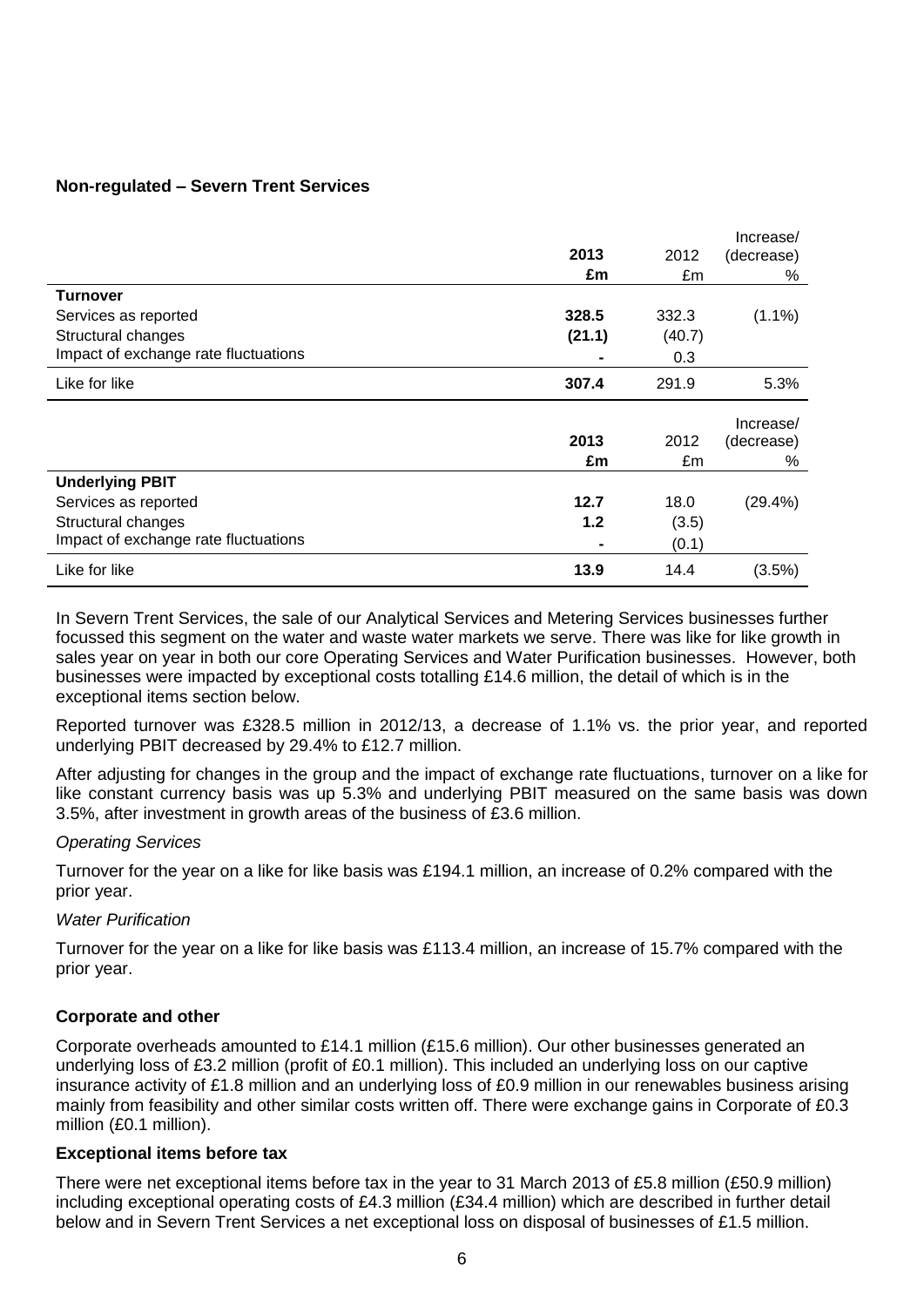**Non-regulated – Severn Trent Services**

| | 2013 £m | 2012 £m | Increase/ (decrease) % |
|---|---|---|---|
| **Turnover** | | | |
| Services as reported | **328.5** | 332.3 | (1.1%) |
| Structural changes | **(21.1)** | (40.7) | |
| Impact of exchange rate fluctuations | **-** | 0.3 | |
| Like for like | **307.4** | 291.9 | 5.3% |

| | 2013 £m | 2012 £m | Increase/ (decrease) % |
|---|---|---|---|
| **Underlying PBIT** | | | |
| Services as reported | **12.7** | 18.0 | (29.4%) |
| Structural changes | **1.2** | (3.5) | |
| Impact of exchange rate fluctuations | **-** | (0.1) | |
| Like for like | **13.9** | 14.4 | (3.5%) |

In Severn Trent Services, the sale of our Analytical Services and Metering Services businesses further focussed this segment on the water and waste water markets we serve. There was like for like growth in sales year on year in both our core Operating Services and Water Purification businesses. However, both businesses were impacted by exceptional costs totalling £14.6 million, the detail of which is in the exceptional items section below.

Reported turnover was £328.5 million in 2012/13, a decrease of 1.1% vs. the prior year, and reported underlying PBIT decreased by 29.4% to £12.7 million.

After adjusting for changes in the group and the impact of exchange rate fluctuations, turnover on a like for like constant currency basis was up 5.3% and underlying PBIT measured on the same basis was down 3.5%, after investment in growth areas of the business of £3.6 million.

*Operating Services*

Turnover for the year on a like for like basis was £194.1 million, an increase of 0.2% compared with the prior year.

*Water Purification*

Turnover for the year on a like for like basis was £113.4 million, an increase of 15.7% compared with the prior year.

**Corporate and other**

Corporate overheads amounted to £14.1 million (£15.6 million). Our other businesses generated an underlying loss of £3.2 million (profit of £0.1 million). This included an underlying loss on our captive insurance activity of £1.8 million and an underlying loss of £0.9 million in our renewables business arising mainly from feasibility and other similar costs written off. There were exchange gains in Corporate of £0.3 million (£0.1 million).

**Exceptional items before tax**

There were net exceptional items before tax in the year to 31 March 2013 of £5.8 million (£50.9 million) including exceptional operating costs of £4.3 million (£34.4 million) which are described in further detail below and in Severn Trent Services a net exceptional loss on disposal of businesses of £1.5 million.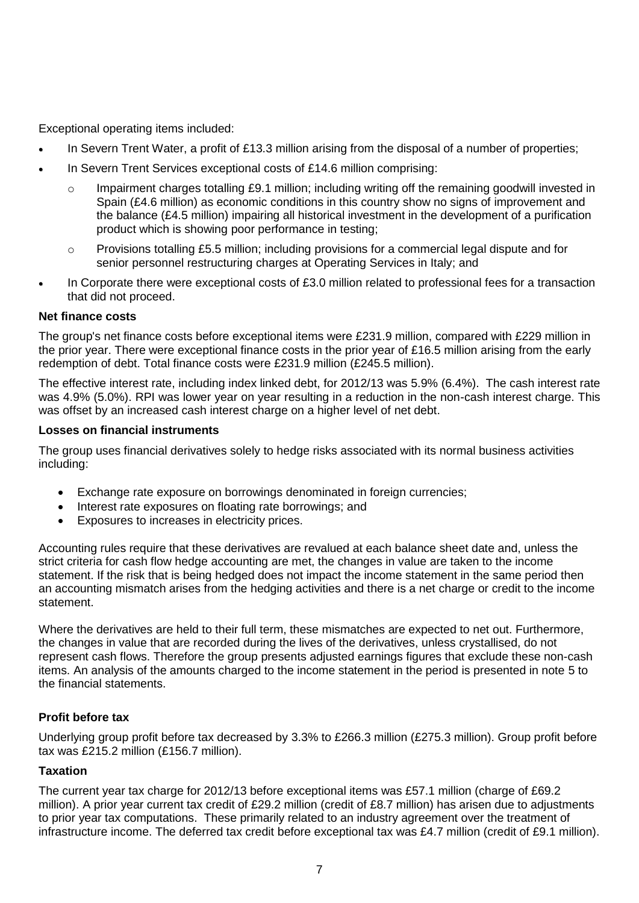Exceptional operating items included:

- In Severn Trent Water, a profit of £13.3 million arising from the disposal of a number of properties;
- In Severn Trent Services exceptional costs of £14.6 million comprising:
  - Impairment charges totalling £9.1 million; including writing off the remaining goodwill invested in Spain (£4.6 million) as economic conditions in this country show no signs of improvement and the balance (£4.5 million) impairing all historical investment in the development of a purification product which is showing poor performance in testing;
  - Provisions totalling £5.5 million; including provisions for a commercial legal dispute and for senior personnel restructuring charges at Operating Services in Italy; and
- In Corporate there were exceptional costs of £3.0 million related to professional fees for a transaction that did not proceed.

**Net finance costs**

The group's net finance costs before exceptional items were £231.9 million, compared with £229 million in the prior year. There were exceptional finance costs in the prior year of £16.5 million arising from the early redemption of debt. Total finance costs were £231.9 million (£245.5 million).

The effective interest rate, including index linked debt, for 2012/13 was 5.9% (6.4%). The cash interest rate was 4.9% (5.0%). RPI was lower year on year resulting in a reduction in the non-cash interest charge. This was offset by an increased cash interest charge on a higher level of net debt.

**Losses on financial instruments**

The group uses financial derivatives solely to hedge risks associated with its normal business activities including:

- Exchange rate exposure on borrowings denominated in foreign currencies;
- Interest rate exposures on floating rate borrowings; and
- Exposures to increases in electricity prices.

Accounting rules require that these derivatives are revalued at each balance sheet date and, unless the strict criteria for cash flow hedge accounting are met, the changes in value are taken to the income statement. If the risk that is being hedged does not impact the income statement in the same period then an accounting mismatch arises from the hedging activities and there is a net charge or credit to the income statement.

Where the derivatives are held to their full term, these mismatches are expected to net out. Furthermore, the changes in value that are recorded during the lives of the derivatives, unless crystallised, do not represent cash flows. Therefore the group presents adjusted earnings figures that exclude these non-cash items. An analysis of the amounts charged to the income statement in the period is presented in note 5 to the financial statements.

**Profit before tax**

Underlying group profit before tax decreased by 3.3% to £266.3 million (£275.3 million). Group profit before tax was £215.2 million (£156.7 million).

**Taxation**

The current year tax charge for 2012/13 before exceptional items was £57.1 million (charge of £69.2 million). A prior year current tax credit of £29.2 million (credit of £8.7 million) has arisen due to adjustments to prior year tax computations. These primarily related to an industry agreement over the treatment of infrastructure income. The deferred tax credit before exceptional tax was £4.7 million (credit of £9.1 million).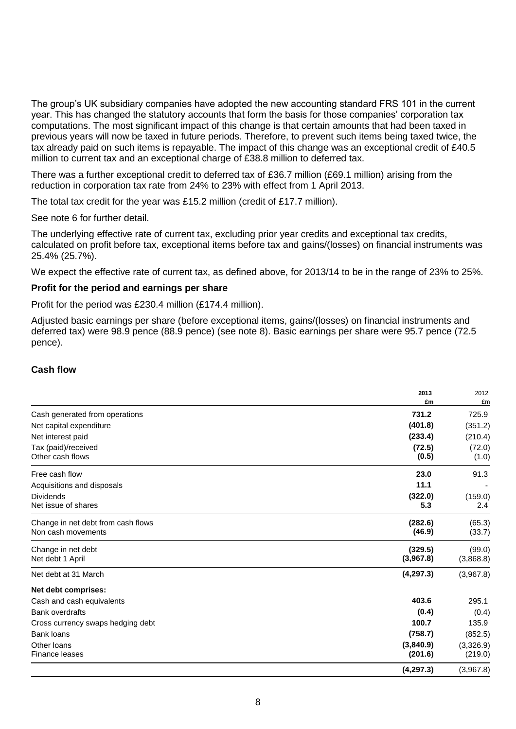The group's UK subsidiary companies have adopted the new accounting standard FRS 101 in the current year. This has changed the statutory accounts that form the basis for those companies' corporation tax computations. The most significant impact of this change is that certain amounts that had been taxed in previous years will now be taxed in future periods. Therefore, to prevent such items being taxed twice, the tax already paid on such items is repayable. The impact of this change was an exceptional credit of £40.5 million to current tax and an exceptional charge of £38.8 million to deferred tax.

There was a further exceptional credit to deferred tax of £36.7 million (£69.1 million) arising from the reduction in corporation tax rate from 24% to 23% with effect from 1 April 2013.

The total tax credit for the year was £15.2 million (credit of £17.7 million).

See note 6 for further detail.

The underlying effective rate of current tax, excluding prior year credits and exceptional tax credits, calculated on profit before tax, exceptional items before tax and gains/(losses) on financial instruments was 25.4% (25.7%).

We expect the effective rate of current tax, as defined above, for 2013/14 to be in the range of 23% to 25%.

### Profit for the period and earnings per share

Profit for the period was £230.4 million (£174.4 million).

Adjusted basic earnings per share (before exceptional items, gains/(losses) on financial instruments and deferred tax) were 98.9 pence (88.9 pence) (see note 8). Basic earnings per share were 95.7 pence (72.5 pence).

### Cash flow

| | **2013** | 2012 |
|---|---|---|
| | **£m** | £m |
| Cash generated from operations | **731.2** | 725.9 |
| Net capital expenditure | **(401.8)** | (351.2) |
| Net interest paid | **(233.4)** | (210.4) |
| Tax (paid)/received | **(72.5)** | (72.0) |
| Other cash flows | **(0.5)** | (1.0) |
| Free cash flow | **23.0** | 91.3 |
| Acquisitions and disposals | **11.1** | - |
| Dividends | **(322.0)** | (159.0) |
| Net issue of shares | **5.3** | 2.4 |
| Change in net debt from cash flows | **(282.6)** | (65.3) |
| Non cash movements | **(46.9)** | (33.7) |
| Change in net debt | **(329.5)** | (99.0) |
| Net debt 1 April | **(3,967.8)** | (3,868.8) |
| Net debt at 31 March | **(4,297.3)** | (3,967.8) |
| **Net debt comprises:** | | |
| Cash and cash equivalents | **403.6** | 295.1 |
| Bank overdrafts | **(0.4)** | (0.4) |
| Cross currency swaps hedging debt | **100.7** | 135.9 |
| Bank loans | **(758.7)** | (852.5) |
| Other loans | **(3,840.9)** | (3,326.9) |
| Finance leases | **(201.6)** | (219.0) |
| | **(4,297.3)** | (3,967.8) |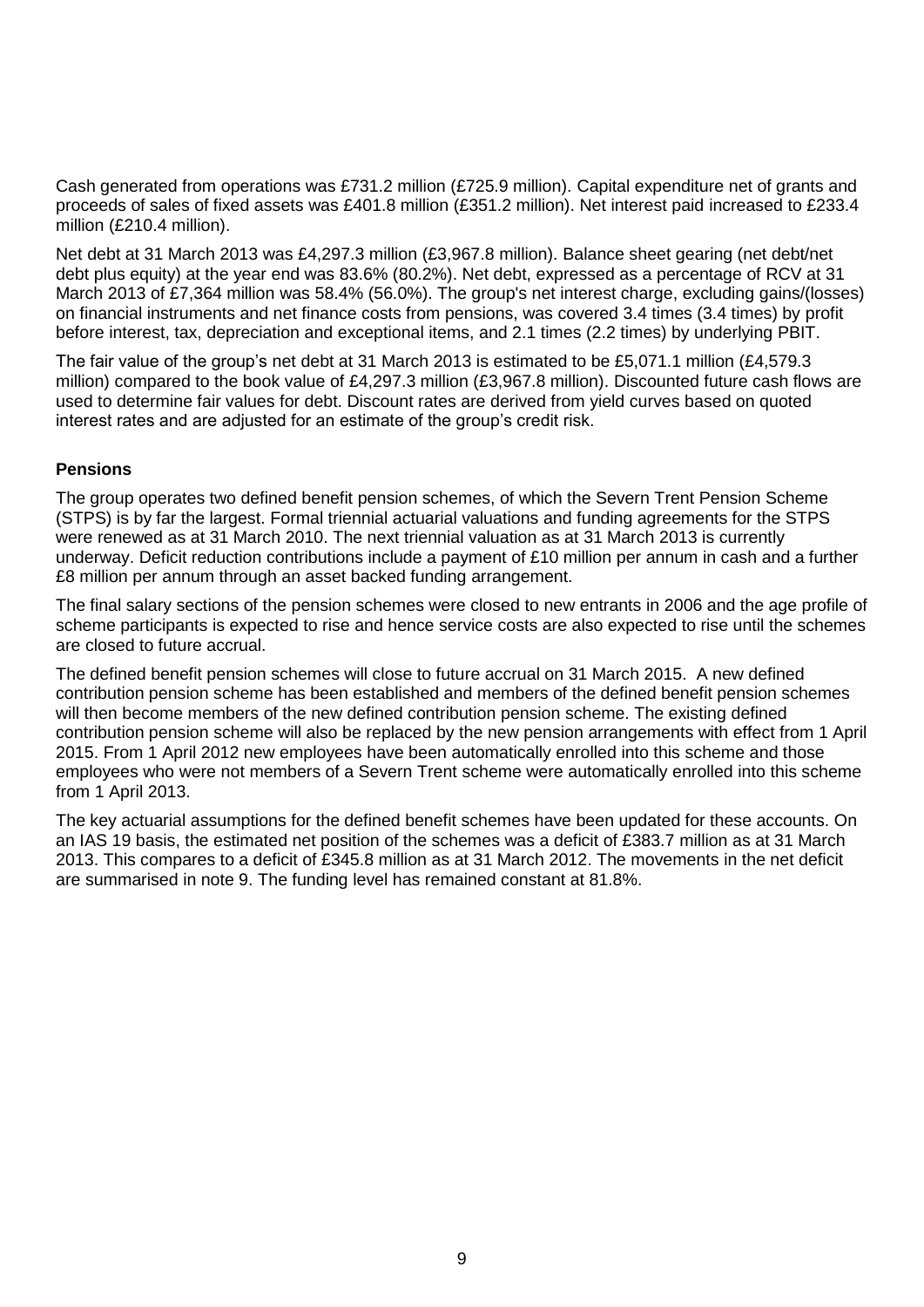Cash generated from operations was £731.2 million (£725.9 million). Capital expenditure net of grants and proceeds of sales of fixed assets was £401.8 million (£351.2 million). Net interest paid increased to £233.4 million (£210.4 million).

Net debt at 31 March 2013 was £4,297.3 million (£3,967.8 million). Balance sheet gearing (net debt/net debt plus equity) at the year end was 83.6% (80.2%). Net debt, expressed as a percentage of RCV at 31 March 2013 of £7,364 million was 58.4% (56.0%). The group's net interest charge, excluding gains/(losses) on financial instruments and net finance costs from pensions, was covered 3.4 times (3.4 times) by profit before interest, tax, depreciation and exceptional items, and 2.1 times (2.2 times) by underlying PBIT.

The fair value of the group's net debt at 31 March 2013 is estimated to be £5,071.1 million (£4,579.3 million) compared to the book value of £4,297.3 million (£3,967.8 million). Discounted future cash flows are used to determine fair values for debt. Discount rates are derived from yield curves based on quoted interest rates and are adjusted for an estimate of the group's credit risk.

**Pensions**

The group operates two defined benefit pension schemes, of which the Severn Trent Pension Scheme (STPS) is by far the largest. Formal triennial actuarial valuations and funding agreements for the STPS were renewed as at 31 March 2010. The next triennial valuation as at 31 March 2013 is currently underway. Deficit reduction contributions include a payment of £10 million per annum in cash and a further £8 million per annum through an asset backed funding arrangement.

The final salary sections of the pension schemes were closed to new entrants in 2006 and the age profile of scheme participants is expected to rise and hence service costs are also expected to rise until the schemes are closed to future accrual.

The defined benefit pension schemes will close to future accrual on 31 March 2015. A new defined contribution pension scheme has been established and members of the defined benefit pension schemes will then become members of the new defined contribution pension scheme. The existing defined contribution pension scheme will also be replaced by the new pension arrangements with effect from 1 April 2015. From 1 April 2012 new employees have been automatically enrolled into this scheme and those employees who were not members of a Severn Trent scheme were automatically enrolled into this scheme from 1 April 2013.

The key actuarial assumptions for the defined benefit schemes have been updated for these accounts. On an IAS 19 basis, the estimated net position of the schemes was a deficit of £383.7 million as at 31 March 2013. This compares to a deficit of £345.8 million as at 31 March 2012. The movements in the net deficit are summarised in note 9. The funding level has remained constant at 81.8%.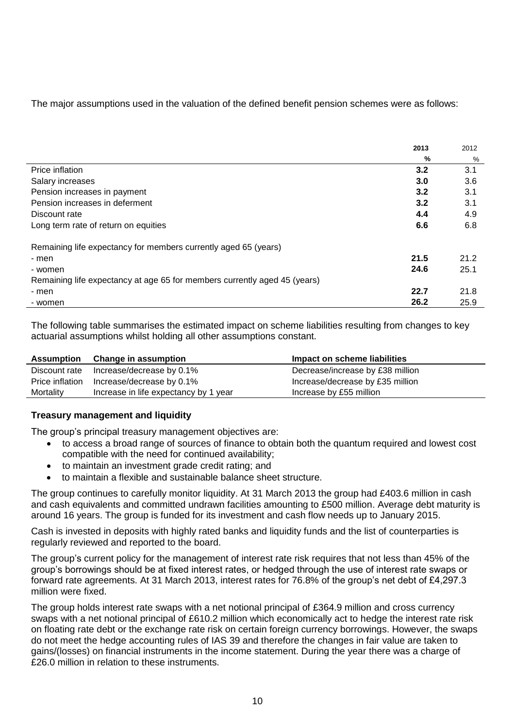The major assumptions used in the valuation of the defined benefit pension schemes were as follows:

| | **2013** | 2012 |
|---|---|---|
| | **%** | % |
| Price inflation | **3.2** | 3.1 |
| Salary increases | **3.0** | 3.6 |
| Pension increases in payment | **3.2** | 3.1 |
| Pension increases in deferment | **3.2** | 3.1 |
| Discount rate | **4.4** | 4.9 |
| Long term rate of return on equities | **6.6** | 6.8 |
| Remaining life expectancy for members currently aged 65 (years) | | |
| - men | **21.5** | 21.2 |
| - women | **24.6** | 25.1 |
| Remaining life expectancy at age 65 for members currently aged 45 (years) | | |
| - men | **22.7** | 21.8 |
| - women | **26.2** | 25.9 |

The following table summarises the estimated impact on scheme liabilities resulting from changes to key actuarial assumptions whilst holding all other assumptions constant.

| Assumption | Change in assumption | Impact on scheme liabilities |
|---|---|---|
| Discount rate | Increase/decrease by 0.1% | Decrease/increase by £38 million |
| Price inflation | Increase/decrease by 0.1% | Increase/decrease by £35 million |
| Mortality | Increase in life expectancy by 1 year | Increase by £55 million |

**Treasury management and liquidity**

The group's principal treasury management objectives are:

- to access a broad range of sources of finance to obtain both the quantum required and lowest cost compatible with the need for continued availability;
- to maintain an investment grade credit rating; and
- to maintain a flexible and sustainable balance sheet structure.

The group continues to carefully monitor liquidity. At 31 March 2013 the group had £403.6 million in cash and cash equivalents and committed undrawn facilities amounting to £500 million. Average debt maturity is around 16 years. The group is funded for its investment and cash flow needs up to January 2015.

Cash is invested in deposits with highly rated banks and liquidity funds and the list of counterparties is regularly reviewed and reported to the board.

The group's current policy for the management of interest rate risk requires that not less than 45% of the group's borrowings should be at fixed interest rates, or hedged through the use of interest rate swaps or forward rate agreements. At 31 March 2013, interest rates for 76.8% of the group's net debt of £4,297.3 million were fixed.

The group holds interest rate swaps with a net notional principal of £364.9 million and cross currency swaps with a net notional principal of £610.2 million which economically act to hedge the interest rate risk on floating rate debt or the exchange rate risk on certain foreign currency borrowings. However, the swaps do not meet the hedge accounting rules of IAS 39 and therefore the changes in fair value are taken to gains/(losses) on financial instruments in the income statement. During the year there was a charge of £26.0 million in relation to these instruments.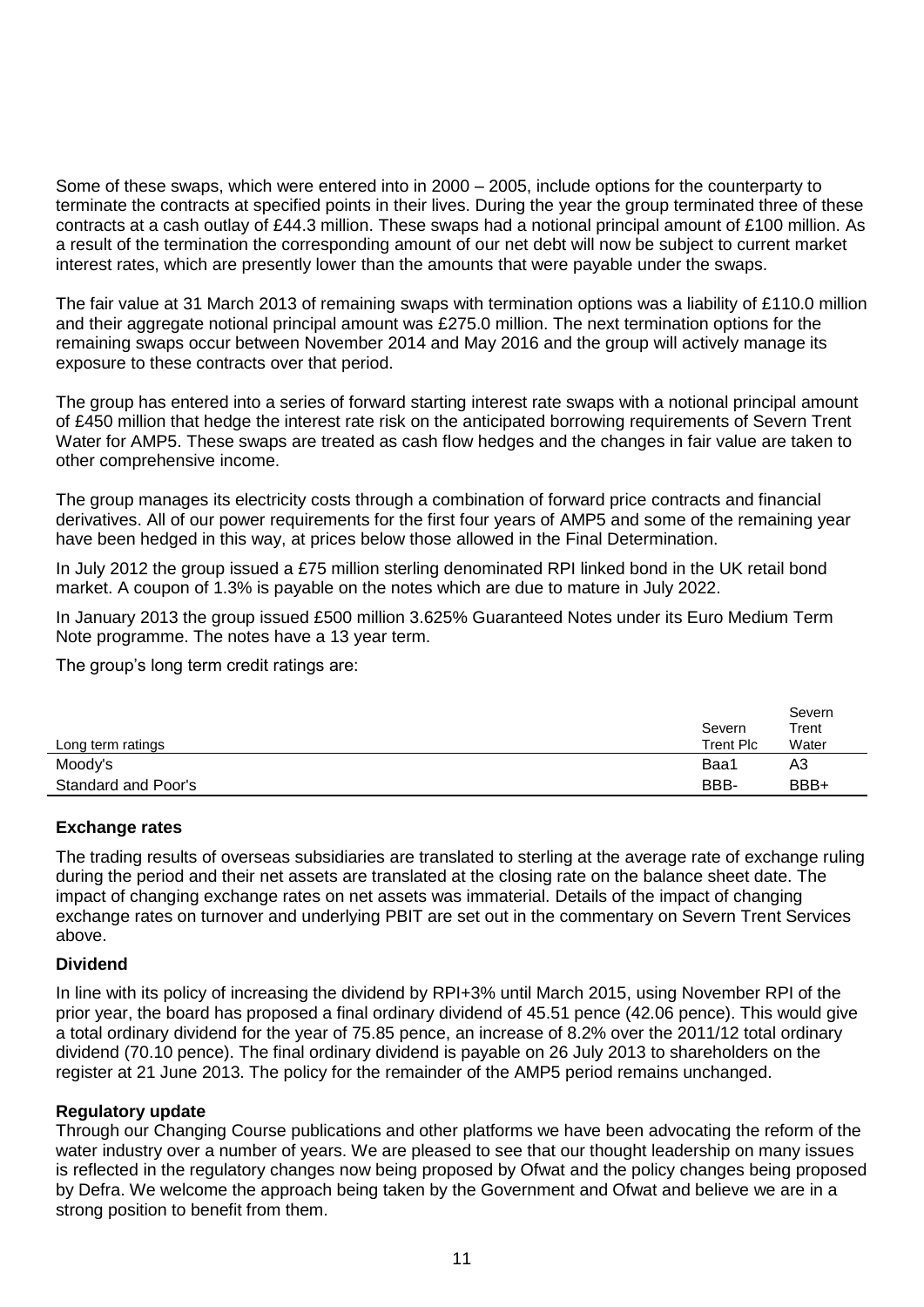Some of these swaps, which were entered into in 2000 – 2005, include options for the counterparty to terminate the contracts at specified points in their lives. During the year the group terminated three of these contracts at a cash outlay of £44.3 million. These swaps had a notional principal amount of £100 million. As a result of the termination the corresponding amount of our net debt will now be subject to current market interest rates, which are presently lower than the amounts that were payable under the swaps.

The fair value at 31 March 2013 of remaining swaps with termination options was a liability of £110.0 million and their aggregate notional principal amount was £275.0 million. The next termination options for the remaining swaps occur between November 2014 and May 2016 and the group will actively manage its exposure to these contracts over that period.

The group has entered into a series of forward starting interest rate swaps with a notional principal amount of £450 million that hedge the interest rate risk on the anticipated borrowing requirements of Severn Trent Water for AMP5. These swaps are treated as cash flow hedges and the changes in fair value are taken to other comprehensive income.

The group manages its electricity costs through a combination of forward price contracts and financial derivatives. All of our power requirements for the first four years of AMP5 and some of the remaining year have been hedged in this way, at prices below those allowed in the Final Determination.

In July 2012 the group issued a £75 million sterling denominated RPI linked bond in the UK retail bond market. A coupon of 1.3% is payable on the notes which are due to mature in July 2022.

In January 2013 the group issued £500 million 3.625% Guaranteed Notes under its Euro Medium Term Note programme. The notes have a 13 year term.

The group's long term credit ratings are:

| Long term ratings | Severn Trent Plc | Severn Trent Water |
|---|---|---|
| Moody's | Baa1 | A3 |
| Standard and Poor's | BBB- | BBB+ |

**Exchange rates**

The trading results of overseas subsidiaries are translated to sterling at the average rate of exchange ruling during the period and their net assets are translated at the closing rate on the balance sheet date. The impact of changing exchange rates on net assets was immaterial. Details of the impact of changing exchange rates on turnover and underlying PBIT are set out in the commentary on Severn Trent Services above.

**Dividend**

In line with its policy of increasing the dividend by RPI+3% until March 2015, using November RPI of the prior year, the board has proposed a final ordinary dividend of 45.51 pence (42.06 pence). This would give a total ordinary dividend for the year of 75.85 pence, an increase of 8.2% over the 2011/12 total ordinary dividend (70.10 pence). The final ordinary dividend is payable on 26 July 2013 to shareholders on the register at 21 June 2013. The policy for the remainder of the AMP5 period remains unchanged.

**Regulatory update**

Through our Changing Course publications and other platforms we have been advocating the reform of the water industry over a number of years. We are pleased to see that our thought leadership on many issues is reflected in the regulatory changes now being proposed by Ofwat and the policy changes being proposed by Defra. We welcome the approach being taken by the Government and Ofwat and believe we are in a strong position to benefit from them.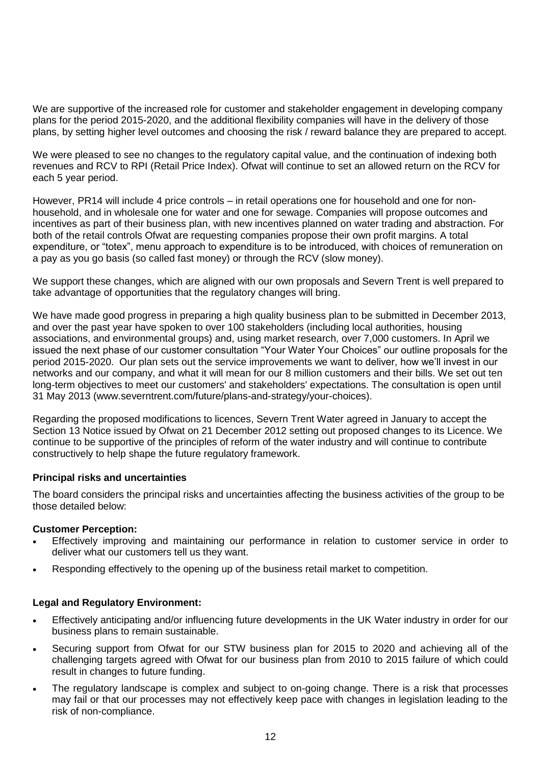We are supportive of the increased role for customer and stakeholder engagement in developing company plans for the period 2015-2020, and the additional flexibility companies will have in the delivery of those plans, by setting higher level outcomes and choosing the risk / reward balance they are prepared to accept.

We were pleased to see no changes to the regulatory capital value, and the continuation of indexing both revenues and RCV to RPI (Retail Price Index). Ofwat will continue to set an allowed return on the RCV for each 5 year period.

However, PR14 will include 4 price controls – in retail operations one for household and one for non-household, and in wholesale one for water and one for sewage. Companies will propose outcomes and incentives as part of their business plan, with new incentives planned on water trading and abstraction. For both of the retail controls Ofwat are requesting companies propose their own profit margins. A total expenditure, or "totex", menu approach to expenditure is to be introduced, with choices of remuneration on a pay as you go basis (so called fast money) or through the RCV (slow money).

We support these changes, which are aligned with our own proposals and Severn Trent is well prepared to take advantage of opportunities that the regulatory changes will bring.

We have made good progress in preparing a high quality business plan to be submitted in December 2013, and over the past year have spoken to over 100 stakeholders (including local authorities, housing associations, and environmental groups) and, using market research, over 7,000 customers. In April we issued the next phase of our customer consultation "Your Water Your Choices" our outline proposals for the period 2015-2020. Our plan sets out the service improvements we want to deliver, how we'll invest in our networks and our company, and what it will mean for our 8 million customers and their bills. We set out ten long-term objectives to meet our customers' and stakeholders' expectations. The consultation is open until 31 May 2013 (www.severntrent.com/future/plans-and-strategy/your-choices).

Regarding the proposed modifications to licences, Severn Trent Water agreed in January to accept the Section 13 Notice issued by Ofwat on 21 December 2012 setting out proposed changes to its Licence. We continue to be supportive of the principles of reform of the water industry and will continue to contribute constructively to help shape the future regulatory framework.

**Principal risks and uncertainties**

The board considers the principal risks and uncertainties affecting the business activities of the group to be those detailed below:

**Customer Perception:**

- Effectively improving and maintaining our performance in relation to customer service in order to deliver what our customers tell us they want.
- Responding effectively to the opening up of the business retail market to competition.

**Legal and Regulatory Environment:**

- Effectively anticipating and/or influencing future developments in the UK Water industry in order for our business plans to remain sustainable.
- Securing support from Ofwat for our STW business plan for 2015 to 2020 and achieving all of the challenging targets agreed with Ofwat for our business plan from 2010 to 2015 failure of which could result in changes to future funding.
- The regulatory landscape is complex and subject to on-going change. There is a risk that processes may fail or that our processes may not effectively keep pace with changes in legislation leading to the risk of non-compliance.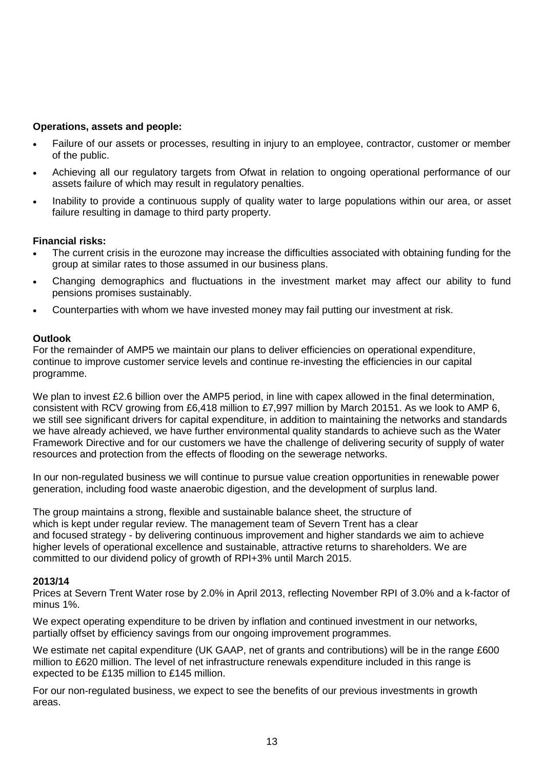**Operations, assets and people:**

- Failure of our assets or processes, resulting in injury to an employee, contractor, customer or member of the public.
- Achieving all our regulatory targets from Ofwat in relation to ongoing operational performance of our assets failure of which may result in regulatory penalties.
- Inability to provide a continuous supply of quality water to large populations within our area, or asset failure resulting in damage to third party property.

**Financial risks:**

- The current crisis in the eurozone may increase the difficulties associated with obtaining funding for the group at similar rates to those assumed in our business plans.
- Changing demographics and fluctuations in the investment market may affect our ability to fund pensions promises sustainably.
- Counterparties with whom we have invested money may fail putting our investment at risk.

**Outlook**

For the remainder of AMP5 we maintain our plans to deliver efficiencies on operational expenditure, continue to improve customer service levels and continue re-investing the efficiencies in our capital programme.

We plan to invest £2.6 billion over the AMP5 period, in line with capex allowed in the final determination, consistent with RCV growing from £6,418 million to £7,997 million by March 2015[1]. As we look to AMP 6, we still see significant drivers for capital expenditure, in addition to maintaining the networks and standards we have already achieved, we have further environmental quality standards to achieve such as the Water Framework Directive and for our customers we have the challenge of delivering security of supply of water resources and protection from the effects of flooding on the sewerage networks.

In our non-regulated business we will continue to pursue value creation opportunities in renewable power generation, including food waste anaerobic digestion, and the development of surplus land.

The group maintains a strong, flexible and sustainable balance sheet, the structure of which is kept under regular review. The management team of Severn Trent has a clear and focused strategy - by delivering continuous improvement and higher standards we aim to achieve higher levels of operational excellence and sustainable, attractive returns to shareholders. We are committed to our dividend policy of growth of RPI+3% until March 2015.

**2013/14**

Prices at Severn Trent Water rose by 2.0% in April 2013, reflecting November RPI of 3.0% and a k-factor of minus 1%.

We expect operating expenditure to be driven by inflation and continued investment in our networks, partially offset by efficiency savings from our ongoing improvement programmes.

We estimate net capital expenditure (UK GAAP, net of grants and contributions) will be in the range £600 million to £620 million. The level of net infrastructure renewals expenditure included in this range is expected to be £135 million to £145 million.

For our non-regulated business, we expect to see the benefits of our previous investments in growth areas.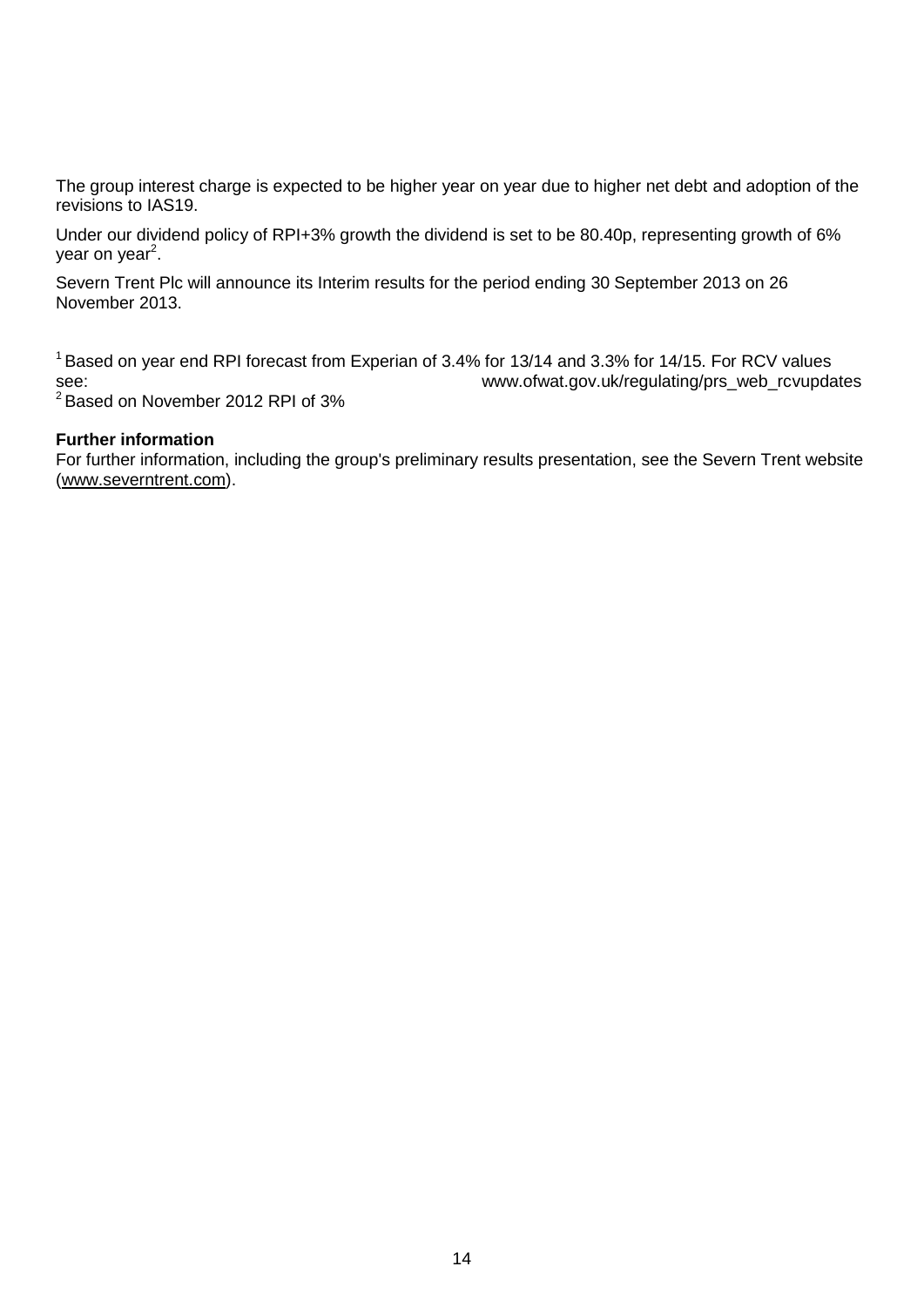The group interest charge is expected to be higher year on year due to higher net debt and adoption of the revisions to IAS19.

Under our dividend policy of RPI+3% growth the dividend is set to be 80.40p, representing growth of 6% year on year[2].

Severn Trent Plc will announce its Interim results for the period ending 30 September 2013 on 26 November 2013.

[1] Based on year end RPI forecast from Experian of 3.4% for 13/14 and 3.3% for 14/15. For RCV values see: www.ofwat.gov.uk/regulating/prs_web_rcvupdates
[2] Based on November 2012 RPI of 3%

**Further information**
For further information, including the group's preliminary results presentation, see the Severn Trent website (www.severntrent.com).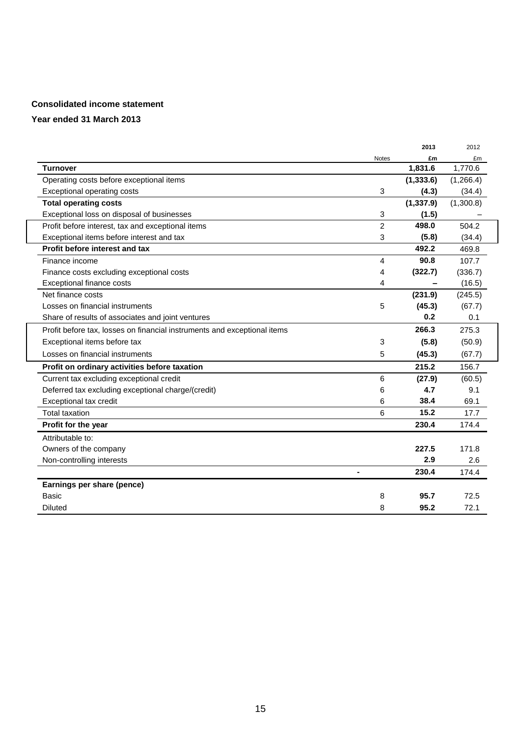**Consolidated income statement**

**Year ended 31 March 2013**

| | Notes | 2013 £m | 2012 £m |
|---|---|---|---|
| **Turnover** | | **1,831.6** | 1,770.6 |
| Operating costs before exceptional items | | **(1,333.6)** | (1,266.4) |
| Exceptional operating costs | 3 | **(4.3)** | (34.4) |
| **Total operating costs** | | **(1,337.9)** | (1,300.8) |
| Exceptional loss on disposal of businesses | 3 | **(1.5)** | – |
| Profit before interest, tax and exceptional items | 2 | **498.0** | 504.2 |
| Exceptional items before interest and tax | 3 | **(5.8)** | (34.4) |
| **Profit before interest and tax** | | **492.2** | 469.8 |
| Finance income | 4 | **90.8** | 107.7 |
| Finance costs excluding exceptional costs | 4 | **(322.7)** | (336.7) |
| Exceptional finance costs | 4 | **–** | (16.5) |
| Net finance costs | | **(231.9)** | (245.5) |
| Losses on financial instruments | 5 | **(45.3)** | (67.7) |
| Share of results of associates and joint ventures | | **0.2** | 0.1 |
| Profit before tax, losses on financial instruments and exceptional items | | **266.3** | 275.3 |
| Exceptional items before tax | 3 | **(5.8)** | (50.9) |
| Losses on financial instruments | 5 | **(45.3)** | (67.7) |
| **Profit on ordinary activities before taxation** | | **215.2** | 156.7 |
| Current tax excluding exceptional credit | 6 | **(27.9)** | (60.5) |
| Deferred tax excluding exceptional charge/(credit) | 6 | **4.7** | 9.1 |
| Exceptional tax credit | 6 | **38.4** | 69.1 |
| Total taxation | 6 | **15.2** | 17.7 |
| **Profit for the year** | | **230.4** | 174.4 |
| Attributable to: | | | |
| Owners of the company | | **227.5** | 171.8 |
| Non-controlling interests | | **2.9** | 2.6 |
| | - | **230.4** | 174.4 |
| **Earnings per share (pence)** | | | |
| Basic | 8 | **95.7** | 72.5 |
| Diluted | 8 | **95.2** | 72.1 |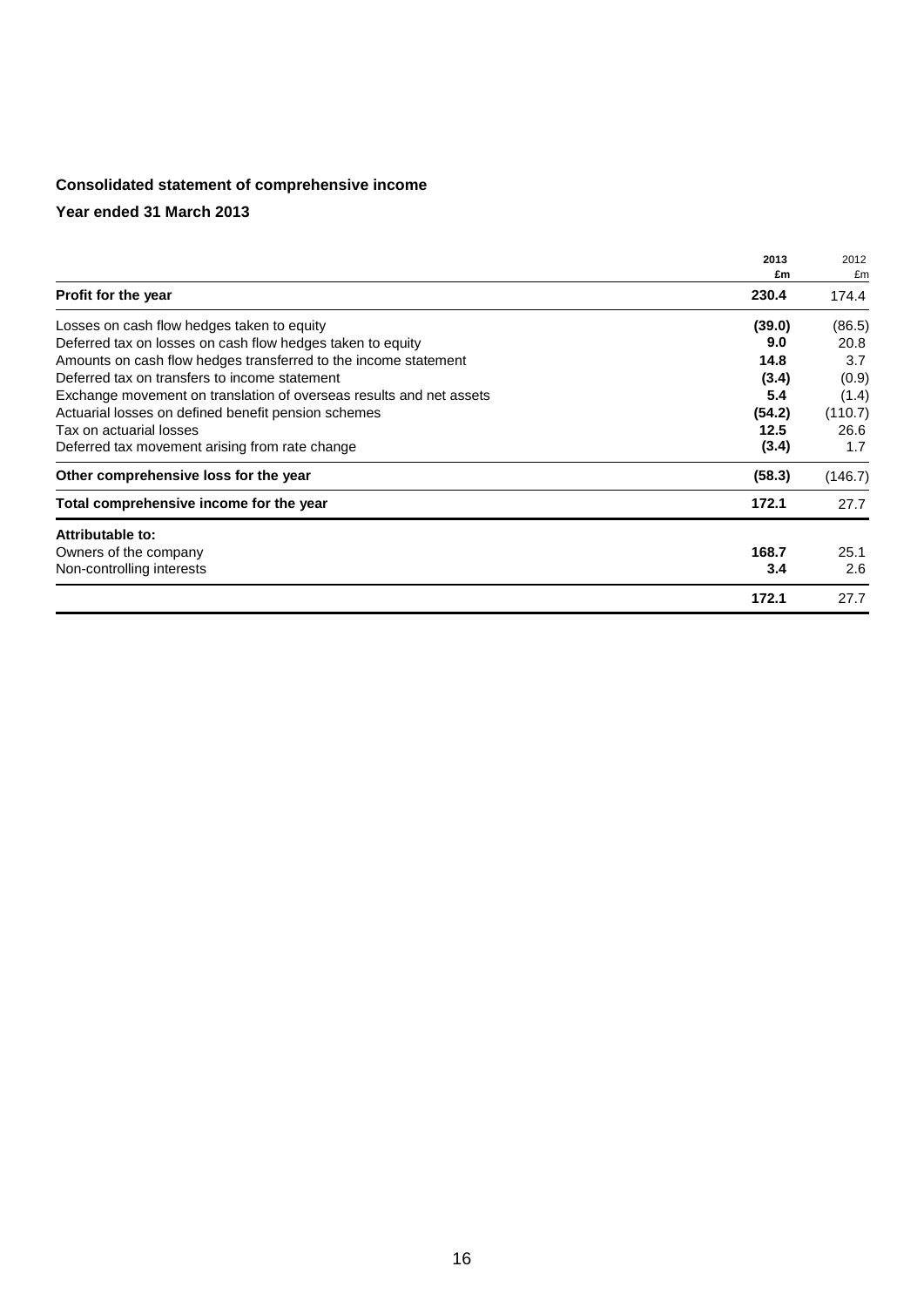## Consolidated statement of comprehensive income

### Year ended 31 March 2013

| | 2013 £m | 2012 £m |
|---|---|---|
| **Profit for the year** | **230.4** | 174.4 |
| Losses on cash flow hedges taken to equity | **(39.0)** | (86.5) |
| Deferred tax on losses on cash flow hedges taken to equity | **9.0** | 20.8 |
| Amounts on cash flow hedges transferred to the income statement | **14.8** | 3.7 |
| Deferred tax on transfers to income statement | **(3.4)** | (0.9) |
| Exchange movement on translation of overseas results and net assets | **5.4** | (1.4) |
| Actuarial losses on defined benefit pension schemes | **(54.2)** | (110.7) |
| Tax on actuarial losses | **12.5** | 26.6 |
| Deferred tax movement arising from rate change | **(3.4)** | 1.7 |
| **Other comprehensive loss for the year** | **(58.3)** | (146.7) |
| **Total comprehensive income for the year** | **172.1** | 27.7 |
| **Attributable to:** | | |
| Owners of the company | **168.7** | 25.1 |
| Non-controlling interests | **3.4** | 2.6 |
| | **172.1** | 27.7 |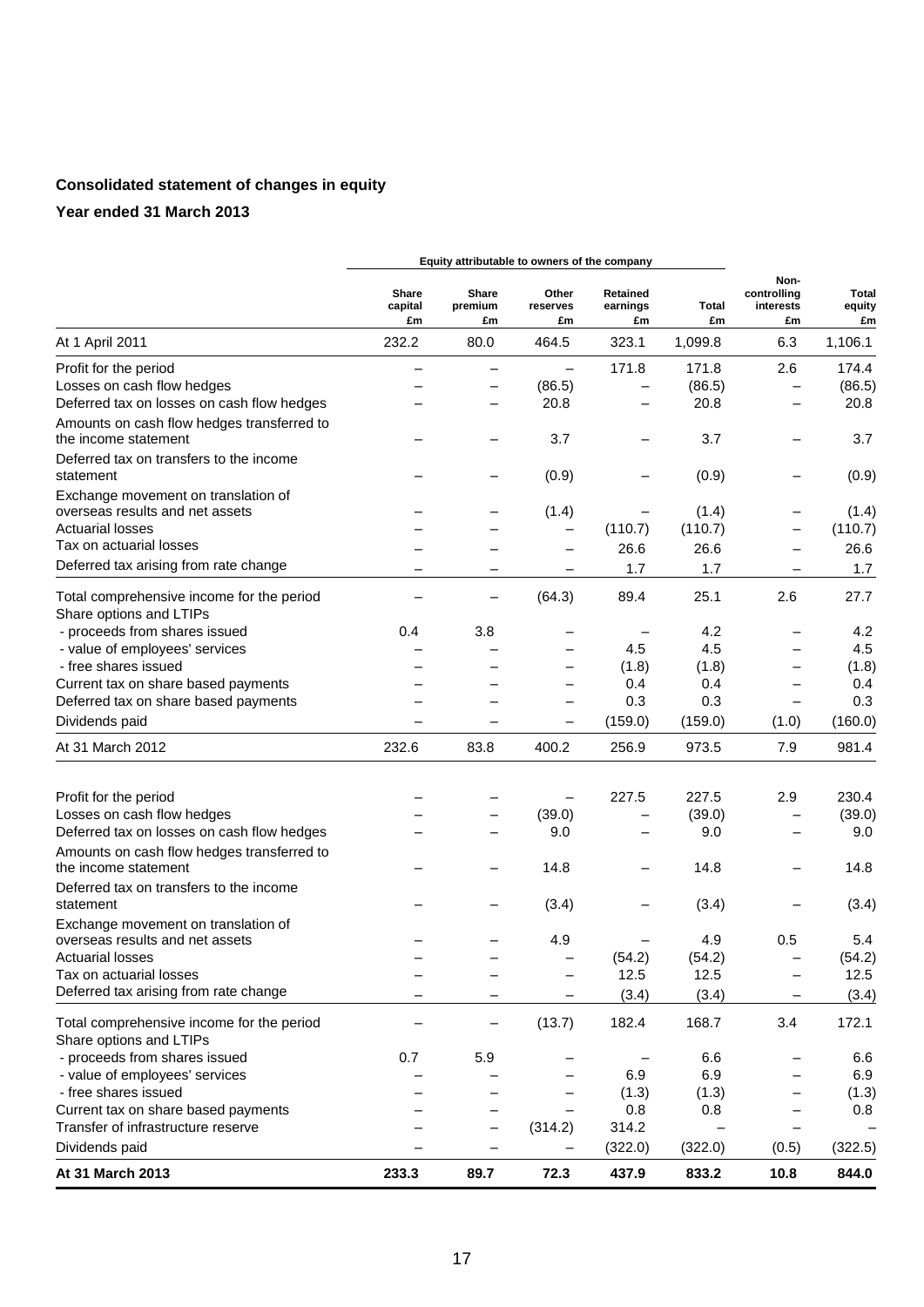## Consolidated statement of changes in equity

### Year ended 31 March 2013

| | Equity attributable to owners of the company | | | | | | |
|---|---|---|---|---|---|---|---|
| | Share capital £m | Share premium £m | Other reserves £m | Retained earnings £m | Total £m | Non-controlling interests £m | Total equity £m |
| At 1 April 2011 | 232.2 | 80.0 | 464.5 | 323.1 | 1,099.8 | 6.3 | 1,106.1 |
| Profit for the period | – | – | – | 171.8 | 171.8 | 2.6 | 174.4 |
| Losses on cash flow hedges | – | – | (86.5) | – | (86.5) | – | (86.5) |
| Deferred tax on losses on cash flow hedges | – | – | 20.8 | – | 20.8 | – | 20.8 |
| Amounts on cash flow hedges transferred to the income statement | – | – | 3.7 | – | 3.7 | – | 3.7 |
| Deferred tax on transfers to the income statement | – | – | (0.9) | – | (0.9) | – | (0.9) |
| Exchange movement on translation of overseas results and net assets | – | – | (1.4) | – | (1.4) | – | (1.4) |
| Actuarial losses | – | – | – | (110.7) | (110.7) | – | (110.7) |
| Tax on actuarial losses | – | – | – | 26.6 | 26.6 | – | 26.6 |
| Deferred tax arising from rate change | – | – | – | 1.7 | 1.7 | – | 1.7 |
| Total comprehensive income for the period | – | – | (64.3) | 89.4 | 25.1 | 2.6 | 27.7 |
| Share options and LTIPs | | | | | | | |
| - proceeds from shares issued | 0.4 | 3.8 | – | – | 4.2 | – | 4.2 |
| - value of employees' services | – | – | – | 4.5 | 4.5 | – | 4.5 |
| - free shares issued | – | – | – | (1.8) | (1.8) | – | (1.8) |
| Current tax on share based payments | – | – | – | 0.4 | 0.4 | – | 0.4 |
| Deferred tax on share based payments | – | – | – | 0.3 | 0.3 | – | 0.3 |
| Dividends paid | – | – | – | (159.0) | (159.0) | (1.0) | (160.0) |
| At 31 March 2012 | 232.6 | 83.8 | 400.2 | 256.9 | 973.5 | 7.9 | 981.4 |
| Profit for the period | – | – | – | 227.5 | 227.5 | 2.9 | 230.4 |
| Losses on cash flow hedges | – | – | (39.0) | – | (39.0) | – | (39.0) |
| Deferred tax on losses on cash flow hedges | – | – | 9.0 | – | 9.0 | – | 9.0 |
| Amounts on cash flow hedges transferred to the income statement | – | – | 14.8 | – | 14.8 | – | 14.8 |
| Deferred tax on transfers to the income statement | – | – | (3.4) | – | (3.4) | – | (3.4) |
| Exchange movement on translation of overseas results and net assets | – | – | 4.9 | – | 4.9 | 0.5 | 5.4 |
| Actuarial losses | – | – | – | (54.2) | (54.2) | – | (54.2) |
| Tax on actuarial losses | – | – | – | 12.5 | 12.5 | – | 12.5 |
| Deferred tax arising from rate change | – | – | – | (3.4) | (3.4) | – | (3.4) |
| Total comprehensive income for the period | – | – | (13.7) | 182.4 | 168.7 | 3.4 | 172.1 |
| Share options and LTIPs | | | | | | | |
| - proceeds from shares issued | 0.7 | 5.9 | – | – | 6.6 | – | 6.6 |
| - value of employees' services | – | – | – | 6.9 | 6.9 | – | 6.9 |
| - free shares issued | – | – | – | (1.3) | (1.3) | – | (1.3) |
| Current tax on share based payments | – | – | – | 0.8 | 0.8 | – | 0.8 |
| Transfer of infrastructure reserve | – | – | (314.2) | 314.2 | – | – | – |
| Dividends paid | – | – | – | (322.0) | (322.0) | (0.5) | (322.5) |
| **At 31 March 2013** | **233.3** | **89.7** | **72.3** | **437.9** | **833.2** | **10.8** | **844.0** |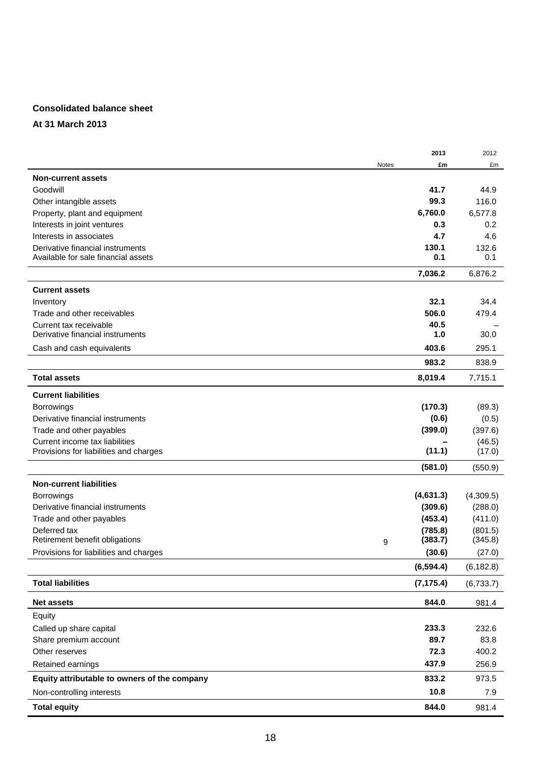**Consolidated balance sheet**

**At 31 March 2013**

| | Notes | 2013 £m | 2012 £m |
|---|---|---|---|
| **Non-current assets** | | | |
| Goodwill | | **41.7** | 44.9 |
| Other intangible assets | | **99.3** | 116.0 |
| Property, plant and equipment | | **6,760.0** | 6,577.8 |
| Interests in joint ventures | | **0.3** | 0.2 |
| Interests in associates | | **4.7** | 4.6 |
| Derivative financial instruments | | **130.1** | 132.6 |
| Available for sale financial assets | | **0.1** | 0.1 |
| | | **7,036.2** | 6,876.2 |
| **Current assets** | | | |
| Inventory | | **32.1** | 34.4 |
| Trade and other receivables | | **506.0** | 479.4 |
| Current tax receivable | | **40.5** | – |
| Derivative financial instruments | | **1.0** | 30.0 |
| Cash and cash equivalents | | **403.6** | 295.1 |
| | | **983.2** | 838.9 |
| **Total assets** | | **8,019.4** | 7,715.1 |
| **Current liabilities** | | | |
| Borrowings | | **(170.3)** | (89.3) |
| Derivative financial instruments | | **(0.6)** | (0.5) |
| Trade and other payables | | **(399.0)** | (397.6) |
| Current income tax liabilities | | **–** | (46.5) |
| Provisions for liabilities and charges | | **(11.1)** | (17.0) |
| | | **(581.0)** | (550.9) |
| **Non-current liabilities** | | | |
| Borrowings | | **(4,631.3)** | (4,309.5) |
| Derivative financial instruments | | **(309.6)** | (288.0) |
| Trade and other payables | | **(453.4)** | (411.0) |
| Deferred tax | | **(785.8)** | (801.5) |
| Retirement benefit obligations | 9 | **(383.7)** | (345.8) |
| Provisions for liabilities and charges | | **(30.6)** | (27.0) |
| | | **(6,594.4)** | (6,182.8) |
| **Total liabilities** | | **(7,175.4)** | (6,733.7) |
| **Net assets** | | **844.0** | 981.4 |
| Equity | | | |
| Called up share capital | | **233.3** | 232.6 |
| Share premium account | | **89.7** | 83.8 |
| Other reserves | | **72.3** | 400.2 |
| Retained earnings | | **437.9** | 256.9 |
| **Equity attributable to owners of the company** | | **833.2** | 973.5 |
| Non-controlling interests | | **10.8** | 7.9 |
| **Total equity** | | **844.0** | 981.4 |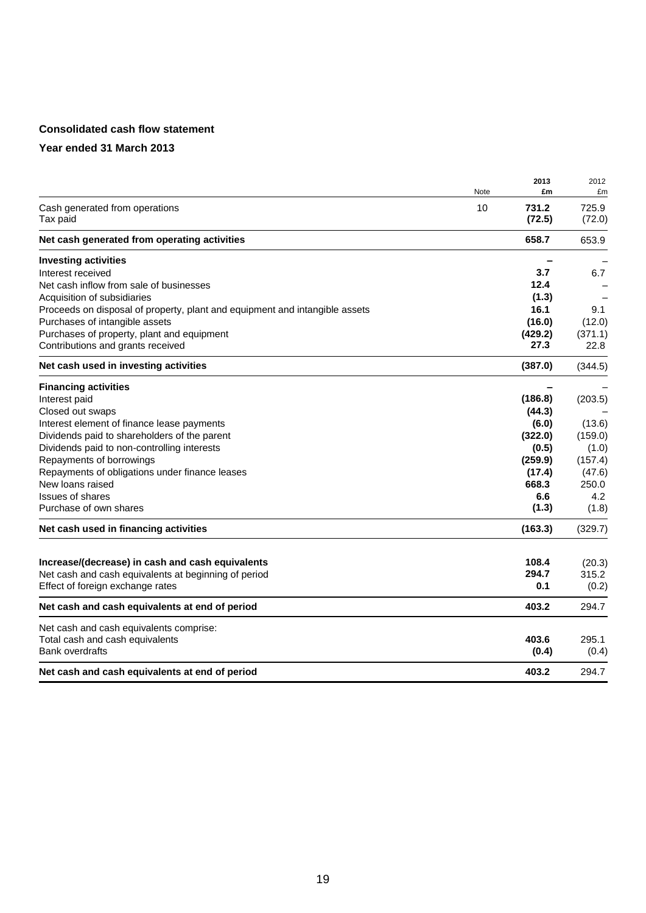**Consolidated cash flow statement**

**Year ended 31 March 2013**

| | Note | 2013 £m | 2012 £m |
|---|---|---|---|
| Cash generated from operations | 10 | **731.2** | 725.9 |
| Tax paid | | **(72.5)** | (72.0) |
| **Net cash generated from operating activities** | | **658.7** | 653.9 |
| **Investing activities** | | **–** | – |
| Interest received | | **3.7** | 6.7 |
| Net cash inflow from sale of businesses | | **12.4** | – |
| Acquisition of subsidiaries | | **(1.3)** | – |
| Proceeds on disposal of property, plant and equipment and intangible assets | | **16.1** | 9.1 |
| Purchases of intangible assets | | **(16.0)** | (12.0) |
| Purchases of property, plant and equipment | | **(429.2)** | (371.1) |
| Contributions and grants received | | **27.3** | 22.8 |
| **Net cash used in investing activities** | | **(387.0)** | (344.5) |
| **Financing activities** | | **–** | – |
| Interest paid | | **(186.8)** | (203.5) |
| Closed out swaps | | **(44.3)** | – |
| Interest element of finance lease payments | | **(6.0)** | (13.6) |
| Dividends paid to shareholders of the parent | | **(322.0)** | (159.0) |
| Dividends paid to non-controlling interests | | **(0.5)** | (1.0) |
| Repayments of borrowings | | **(259.9)** | (157.4) |
| Repayments of obligations under finance leases | | **(17.4)** | (47.6) |
| New loans raised | | **668.3** | 250.0 |
| Issues of shares | | **6.6** | 4.2 |
| Purchase of own shares | | **(1.3)** | (1.8) |
| **Net cash used in financing activities** | | **(163.3)** | (329.7) |
| **Increase/(decrease) in cash and cash equivalents** | | **108.4** | (20.3) |
| Net cash and cash equivalents at beginning of period | | **294.7** | 315.2 |
| Effect of foreign exchange rates | | **0.1** | (0.2) |
| **Net cash and cash equivalents at end of period** | | **403.2** | 294.7 |
| Net cash and cash equivalents comprise: | | | |
| Total cash and cash equivalents | | **403.6** | 295.1 |
| Bank overdrafts | | **(0.4)** | (0.4) |
| **Net cash and cash equivalents at end of period** | | **403.2** | 294.7 |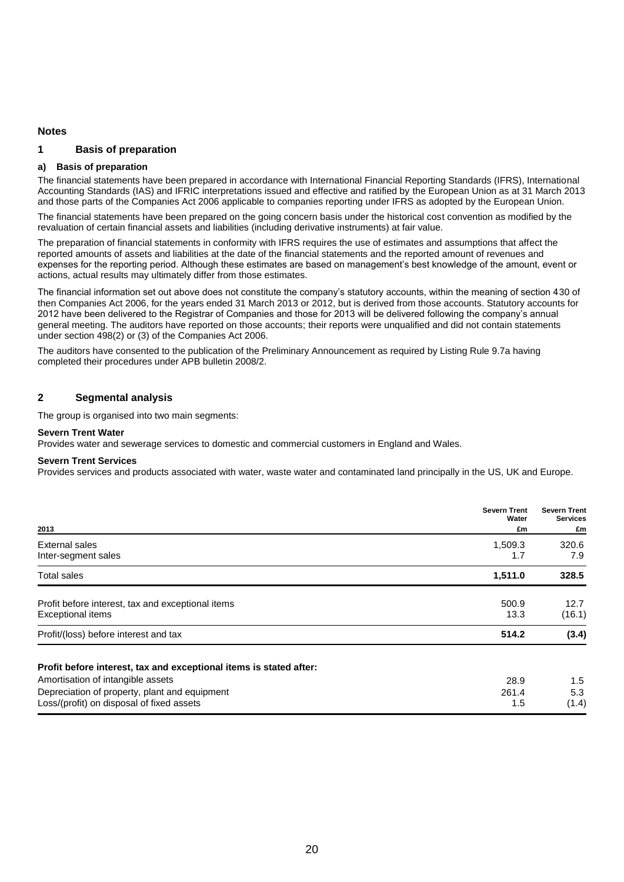## Notes

### 1 Basis of preparation

**a) Basis of preparation**

The financial statements have been prepared in accordance with International Financial Reporting Standards (IFRS), International Accounting Standards (IAS) and IFRIC interpretations issued and effective and ratified by the European Union as at 31 March 2013 and those parts of the Companies Act 2006 applicable to companies reporting under IFRS as adopted by the European Union.

The financial statements have been prepared on the going concern basis under the historical cost convention as modified by the revaluation of certain financial assets and liabilities (including derivative instruments) at fair value.

The preparation of financial statements in conformity with IFRS requires the use of estimates and assumptions that affect the reported amounts of assets and liabilities at the date of the financial statements and the reported amount of revenues and expenses for the reporting period. Although these estimates are based on management's best knowledge of the amount, event or actions, actual results may ultimately differ from those estimates.

The financial information set out above does not constitute the company's statutory accounts, within the meaning of section 430 of then Companies Act 2006, for the years ended 31 March 2013 or 2012, but is derived from those accounts. Statutory accounts for 2012 have been delivered to the Registrar of Companies and those for 2013 will be delivered following the company's annual general meeting. The auditors have reported on those accounts; their reports were unqualified and did not contain statements under section 498(2) or (3) of the Companies Act 2006.

The auditors have consented to the publication of the Preliminary Announcement as required by Listing Rule 9.7a having completed their procedures under APB bulletin 2008/2.

### 2 Segmental analysis

The group is organised into two main segments:

**Severn Trent Water**
Provides water and sewerage services to domestic and commercial customers in England and Wales.

**Severn Trent Services**
Provides services and products associated with water, waste water and contaminated land principally in the US, UK and Europe.

| 2013 | Severn Trent Water £m | Severn Trent Services £m |
|---|---|---|
| External sales | 1,509.3 | 320.6 |
| Inter-segment sales | 1.7 | 7.9 |
| Total sales | **1,511.0** | **328.5** |
| Profit before interest, tax and exceptional items | 500.9 | 12.7 |
| Exceptional items | 13.3 | (16.1) |
| Profit/(loss) before interest and tax | **514.2** | **(3.4)** |
| **Profit before interest, tax and exceptional items is stated after:** | | |
| Amortisation of intangible assets | 28.9 | 1.5 |
| Depreciation of property, plant and equipment | 261.4 | 5.3 |
| Loss/(profit) on disposal of fixed assets | 1.5 | (1.4) |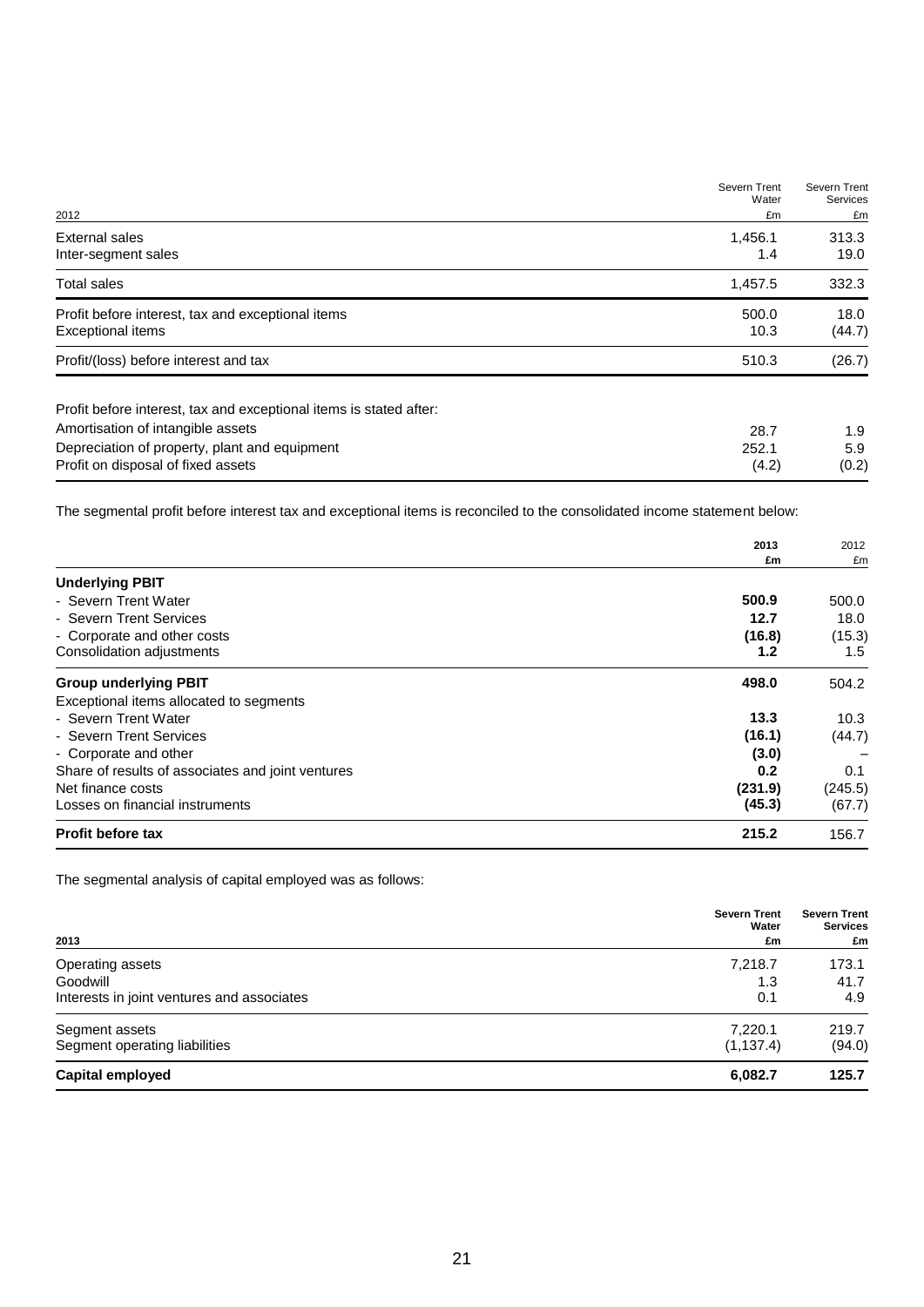| 2012 | Severn Trent Water £m | Severn Trent Services £m |
|---|---|---|
| External sales | 1,456.1 | 313.3 |
| Inter-segment sales | 1.4 | 19.0 |
| Total sales | 1,457.5 | 332.3 |
| Profit before interest, tax and exceptional items | 500.0 | 18.0 |
| Exceptional items | 10.3 | (44.7) |
| Profit/(loss) before interest and tax | 510.3 | (26.7) |
| Profit before interest, tax and exceptional items is stated after: | | |
| Amortisation of intangible assets | 28.7 | 1.9 |
| Depreciation of property, plant and equipment | 252.1 | 5.9 |
| Profit on disposal of fixed assets | (4.2) | (0.2) |

The segmental profit before interest tax and exceptional items is reconciled to the consolidated income statement below:

| | **2013 £m** | 2012 £m |
|---|---|---|
| **Underlying PBIT** | | |
| - Severn Trent Water | **500.9** | 500.0 |
| - Severn Trent Services | **12.7** | 18.0 |
| - Corporate and other costs | **(16.8)** | (15.3) |
| Consolidation adjustments | **1.2** | 1.5 |
| **Group underlying PBIT** | **498.0** | 504.2 |
| Exceptional items allocated to segments | | |
| - Severn Trent Water | **13.3** | 10.3 |
| - Severn Trent Services | **(16.1)** | (44.7) |
| - Corporate and other | **(3.0)** | – |
| Share of results of associates and joint ventures | **0.2** | 0.1 |
| Net finance costs | **(231.9)** | (245.5) |
| Losses on financial instruments | **(45.3)** | (67.7) |
| **Profit before tax** | **215.2** | 156.7 |

The segmental analysis of capital employed was as follows:

| **2013** | **Severn Trent Water £m** | **Severn Trent Services £m** |
|---|---|---|
| Operating assets | 7,218.7 | 173.1 |
| Goodwill | 1.3 | 41.7 |
| Interests in joint ventures and associates | 0.1 | 4.9 |
| Segment assets | 7,220.1 | 219.7 |
| Segment operating liabilities | (1,137.4) | (94.0) |
| **Capital employed** | **6,082.7** | **125.7** |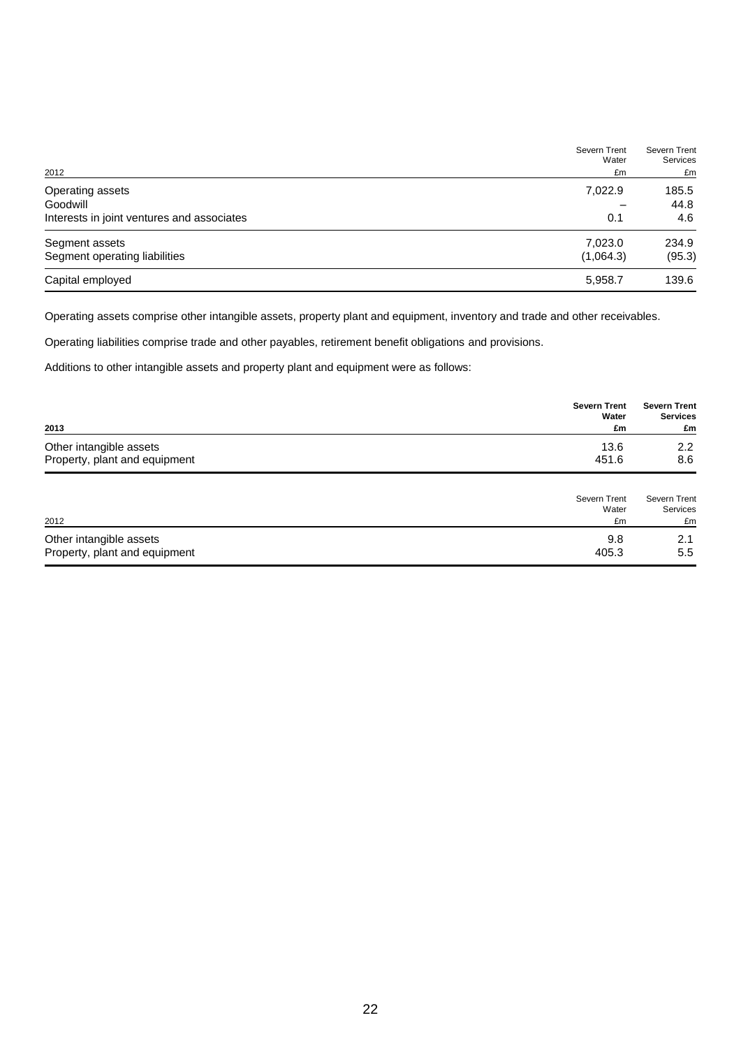| 2012 | Severn Trent Water £m | Severn Trent Services £m |
|---|---|---|
| Operating assets | 7,022.9 | 185.5 |
| Goodwill | – | 44.8 |
| Interests in joint ventures and associates | 0.1 | 4.6 |
| Segment assets | 7,023.0 | 234.9 |
| Segment operating liabilities | (1,064.3) | (95.3) |
| Capital employed | 5,958.7 | 139.6 |

Operating assets comprise other intangible assets, property plant and equipment, inventory and trade and other receivables.

Operating liabilities comprise trade and other payables, retirement benefit obligations and provisions.

Additions to other intangible assets and property plant and equipment were as follows:

| **2013** | **Severn Trent Water £m** | **Severn Trent Services £m** |
|---|---|---|
| Other intangible assets | 13.6 | 2.2 |
| Property, plant and equipment | 451.6 | 8.6 |

| 2012 | Severn Trent Water £m | Severn Trent Services £m |
|---|---|---|
| Other intangible assets | 9.8 | 2.1 |
| Property, plant and equipment | 405.3 | 5.5 |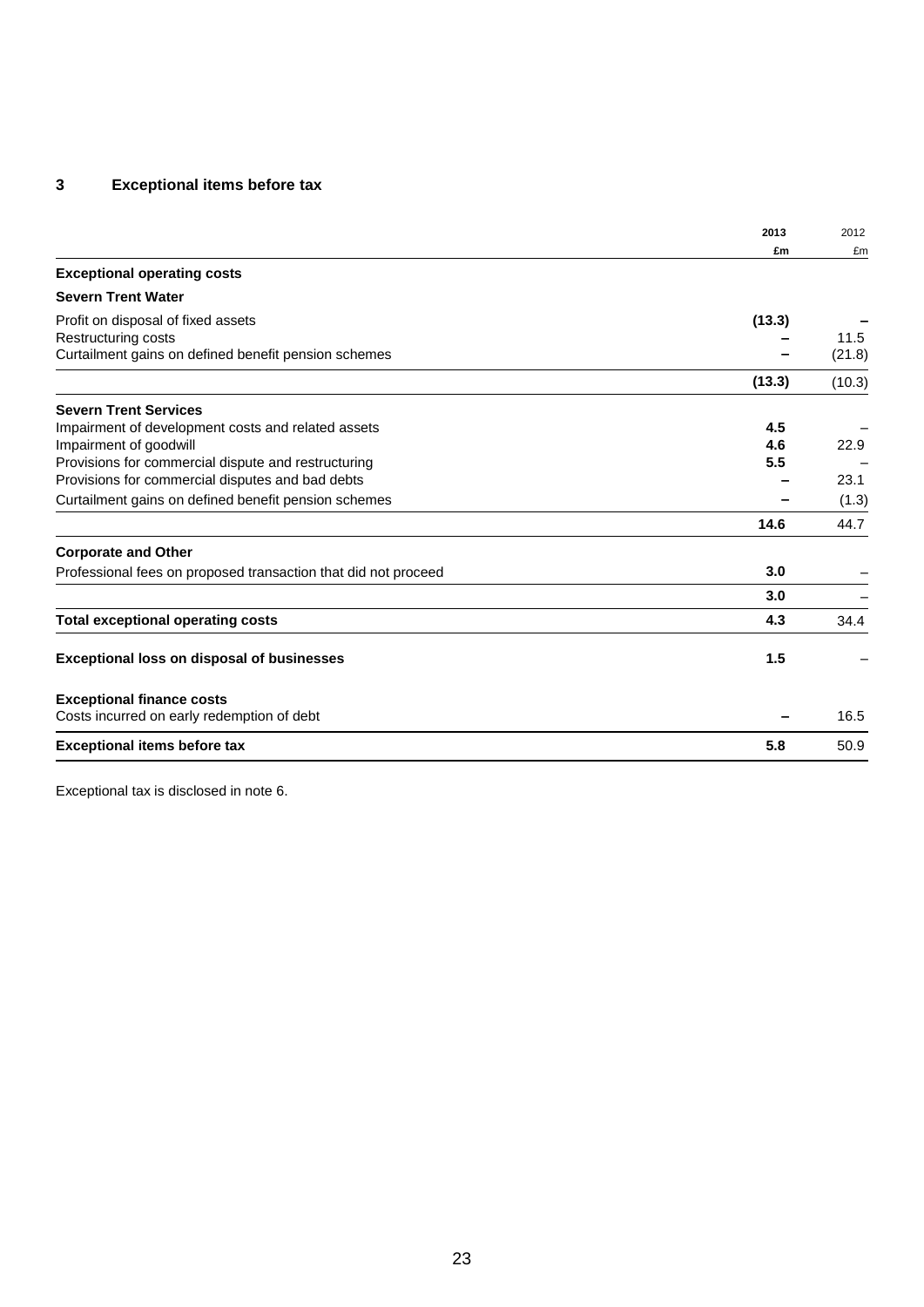## 3 Exceptional items before tax

| | 2013 £m | 2012 £m |
|---|---|---|
| **Exceptional operating costs** | | |
| **Severn Trent Water** | | |
| Profit on disposal of fixed assets | **(13.3)** | – |
| Restructuring costs | – | 11.5 |
| Curtailment gains on defined benefit pension schemes | – | (21.8) |
| | **(13.3)** | (10.3) |
| **Severn Trent Services** | | |
| Impairment of development costs and related assets | **4.5** | – |
| Impairment of goodwill | **4.6** | 22.9 |
| Provisions for commercial dispute and restructuring | **5.5** | – |
| Provisions for commercial disputes and bad debts | – | 23.1 |
| Curtailment gains on defined benefit pension schemes | – | (1.3) |
| | **14.6** | 44.7 |
| **Corporate and Other** | | |
| Professional fees on proposed transaction that did not proceed | **3.0** | – |
| | **3.0** | – |
| **Total exceptional operating costs** | **4.3** | 34.4 |
| **Exceptional loss on disposal of businesses** | **1.5** | – |
| **Exceptional finance costs** | | |
| Costs incurred on early redemption of debt | – | 16.5 |
| **Exceptional items before tax** | **5.8** | 50.9 |

Exceptional tax is disclosed in note 6.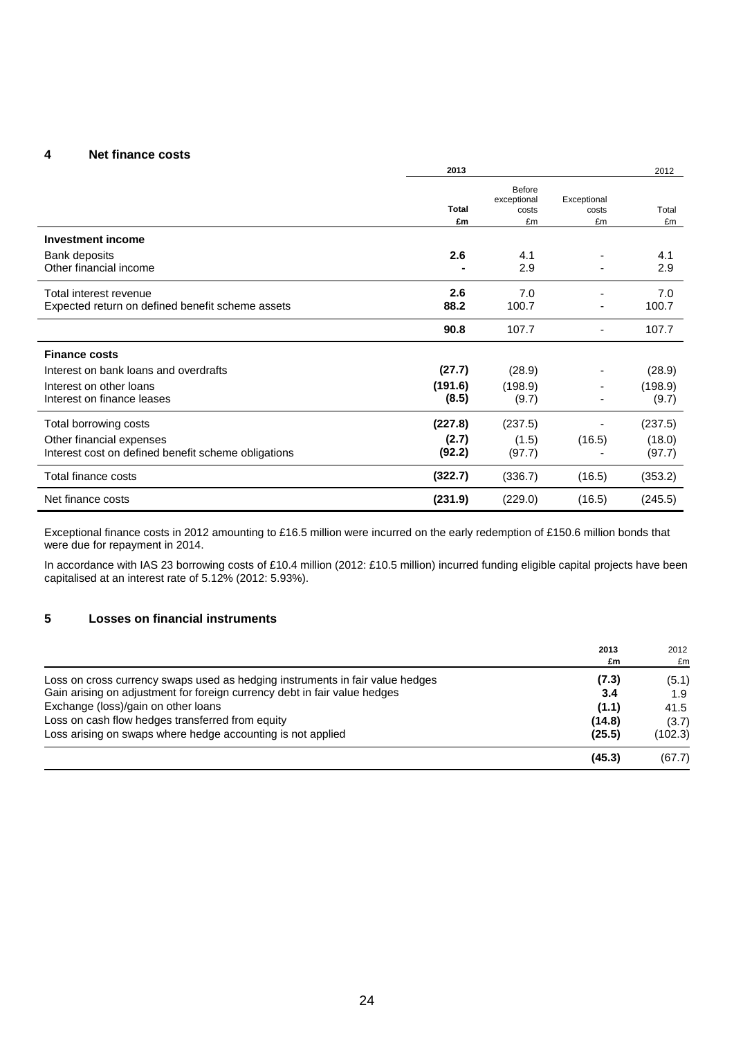## 4 Net finance costs

| | 2013 | | | 2012 |
|---|---|---|---|---|
| | **Total** | Before exceptional costs | Exceptional costs | Total |
| | **£m** | £m | £m | £m |
| **Investment income** | | | | |
| Bank deposits | **2.6** | 4.1 | - | 4.1 |
| Other financial income | **-** | 2.9 | - | 2.9 |
| Total interest revenue | **2.6** | 7.0 | - | 7.0 |
| Expected return on defined benefit scheme assets | **88.2** | 100.7 | - | 100.7 |
| | **90.8** | 107.7 | - | 107.7 |
| **Finance costs** | | | | |
| Interest on bank loans and overdrafts | **(27.7)** | (28.9) | - | (28.9) |
| Interest on other loans | **(191.6)** | (198.9) | - | (198.9) |
| Interest on finance leases | **(8.5)** | (9.7) | - | (9.7) |
| Total borrowing costs | **(227.8)** | (237.5) | - | (237.5) |
| Other financial expenses | **(2.7)** | (1.5) | (16.5) | (18.0) |
| Interest cost on defined benefit scheme obligations | **(92.2)** | (97.7) | - | (97.7) |
| Total finance costs | **(322.7)** | (336.7) | (16.5) | (353.2) |
| Net finance costs | **(231.9)** | (229.0) | (16.5) | (245.5) |

Exceptional finance costs in 2012 amounting to £16.5 million were incurred on the early redemption of £150.6 million bonds that were due for repayment in 2014.

In accordance with IAS 23 borrowing costs of £10.4 million (2012: £10.5 million) incurred funding eligible capital projects have been capitalised at an interest rate of 5.12% (2012: 5.93%).

## 5 Losses on financial instruments

| | 2013 | 2012 |
|---|---|---|
| | **£m** | £m |
| Loss on cross currency swaps used as hedging instruments in fair value hedges | **(7.3)** | (5.1) |
| Gain arising on adjustment for foreign currency debt in fair value hedges | **3.4** | 1.9 |
| Exchange (loss)/gain on other loans | **(1.1)** | 41.5 |
| Loss on cash flow hedges transferred from equity | **(14.8)** | (3.7) |
| Loss arising on swaps where hedge accounting is not applied | **(25.5)** | (102.3) |
| | **(45.3)** | (67.7) |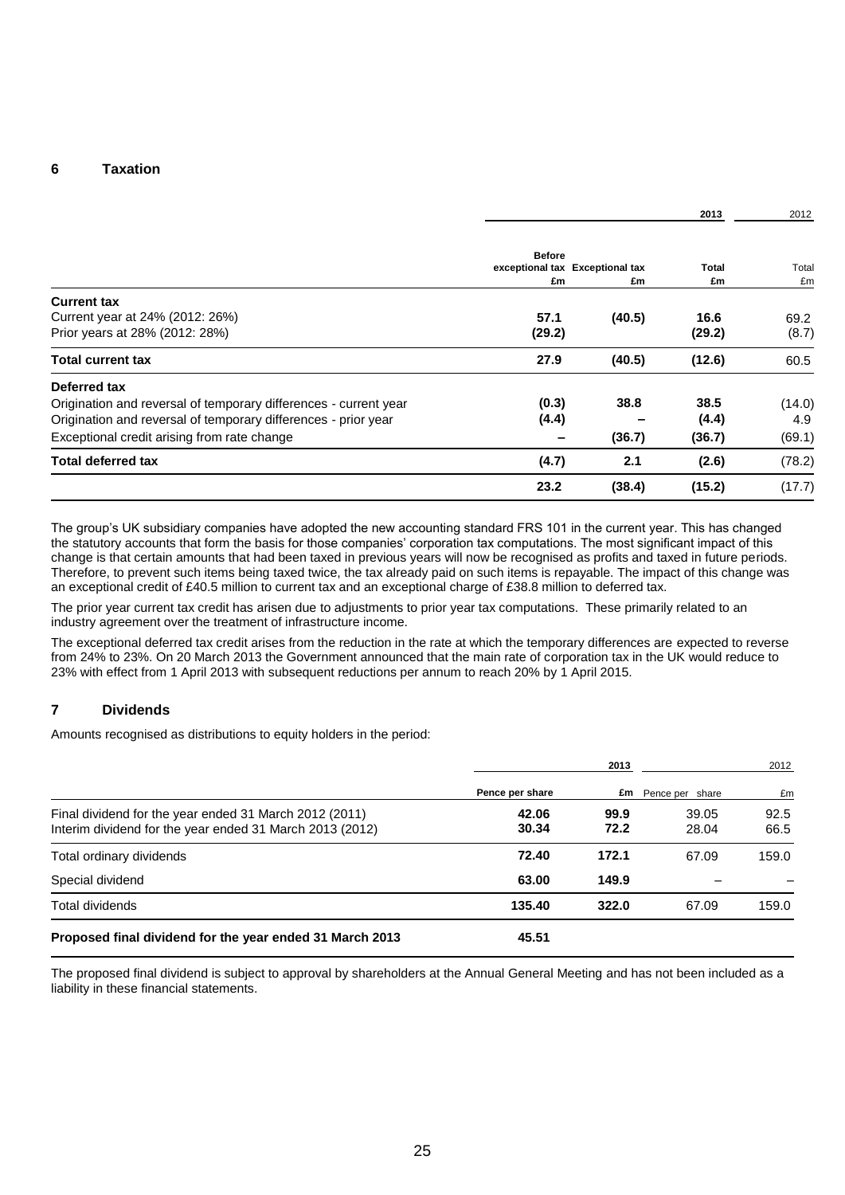## 6 Taxation

| | 2013 | | | 2012 |
|---|---|---|---|---|
| | Before exceptional tax £m | Exceptional tax £m | Total £m | Total £m |
| **Current tax** | | | | |
| Current year at 24% (2012: 26%) | **57.1** | **(40.5)** | **16.6** | 69.2 |
| Prior years at 28% (2012: 28%) | **(29.2)** | | **(29.2)** | (8.7) |
| **Total current tax** | **27.9** | **(40.5)** | **(12.6)** | 60.5 |
| **Deferred tax** | | | | |
| Origination and reversal of temporary differences - current year | **(0.3)** | **38.8** | **38.5** | (14.0) |
| Origination and reversal of temporary differences - prior year | **(4.4)** | **–** | **(4.4)** | 4.9 |
| Exceptional credit arising from rate change | **–** | **(36.7)** | **(36.7)** | (69.1) |
| **Total deferred tax** | **(4.7)** | **2.1** | **(2.6)** | (78.2) |
| | **23.2** | **(38.4)** | **(15.2)** | (17.7) |

The group's UK subsidiary companies have adopted the new accounting standard FRS 101 in the current year. This has changed the statutory accounts that form the basis for those companies' corporation tax computations. The most significant impact of this change is that certain amounts that had been taxed in previous years will now be recognised as profits and taxed in future periods. Therefore, to prevent such items being taxed twice, the tax already paid on such items is repayable. The impact of this change was an exceptional credit of £40.5 million to current tax and an exceptional charge of £38.8 million to deferred tax.

The prior year current tax credit has arisen due to adjustments to prior year tax computations. These primarily related to an industry agreement over the treatment of infrastructure income.

The exceptional deferred tax credit arises from the reduction in the rate at which the temporary differences are expected to reverse from 24% to 23%. On 20 March 2013 the Government announced that the main rate of corporation tax in the UK would reduce to 23% with effect from 1 April 2013 with subsequent reductions per annum to reach 20% by 1 April 2015.

## 7 Dividends

Amounts recognised as distributions to equity holders in the period:

| | 2013 | | 2012 | |
|---|---|---|---|---|
| | Pence per share | £m | Pence per share | £m |
| Final dividend for the year ended 31 March 2012 (2011) | **42.06** | **99.9** | 39.05 | 92.5 |
| Interim dividend for the year ended 31 March 2013 (2012) | **30.34** | **72.2** | 28.04 | 66.5 |
| Total ordinary dividends | **72.40** | **172.1** | 67.09 | 159.0 |
| Special dividend | **63.00** | **149.9** | – | – |
| Total dividends | **135.40** | **322.0** | 67.09 | 159.0 |
| **Proposed final dividend for the year ended 31 March 2013** | **45.51** | | | |

The proposed final dividend is subject to approval by shareholders at the Annual General Meeting and has not been included as a liability in these financial statements.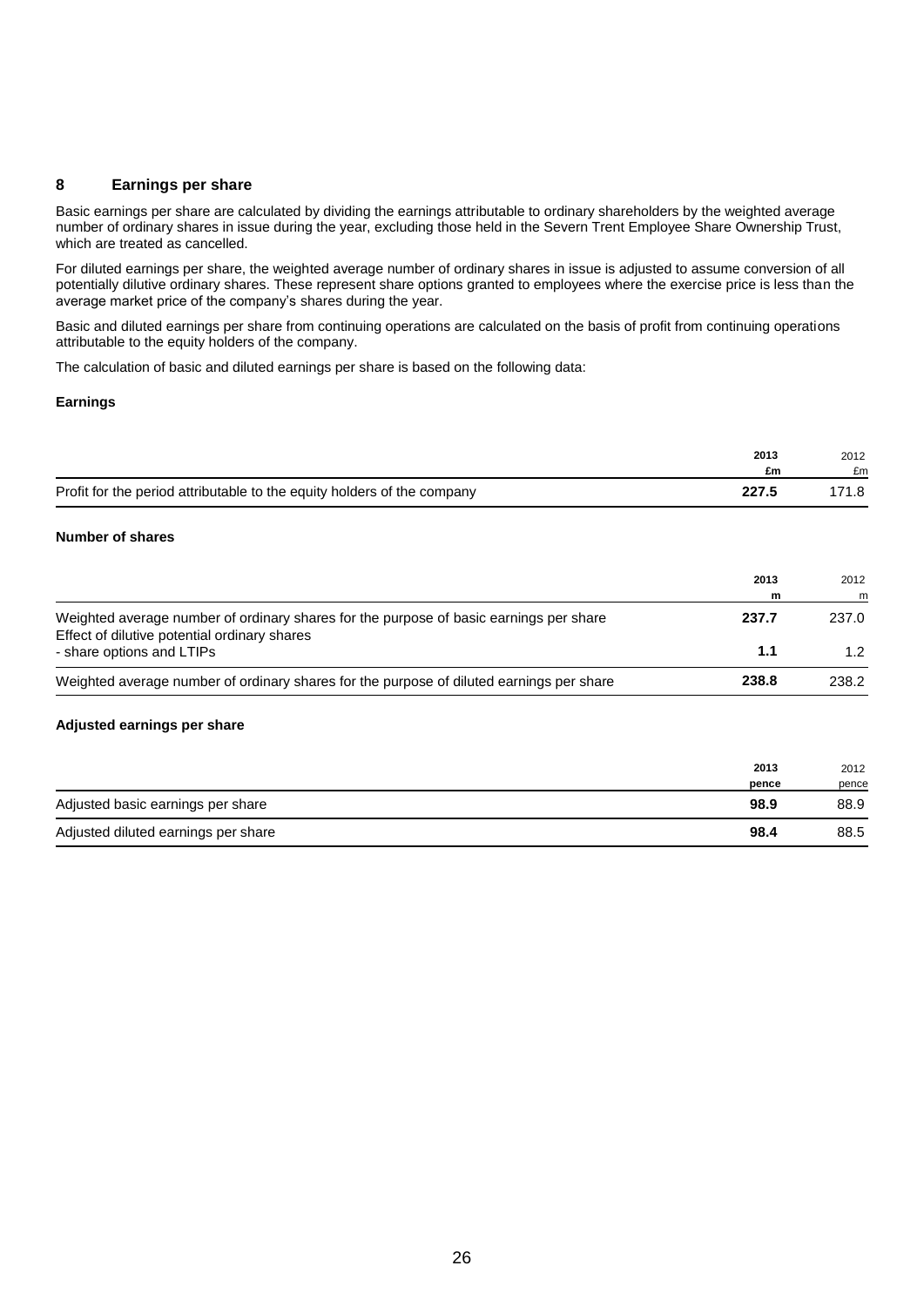## 8 Earnings per share

Basic earnings per share are calculated by dividing the earnings attributable to ordinary shareholders by the weighted average number of ordinary shares in issue during the year, excluding those held in the Severn Trent Employee Share Ownership Trust, which are treated as cancelled.

For diluted earnings per share, the weighted average number of ordinary shares in issue is adjusted to assume conversion of all potentially dilutive ordinary shares. These represent share options granted to employees where the exercise price is less than the average market price of the company's shares during the year.

Basic and diluted earnings per share from continuing operations are calculated on the basis of profit from continuing operations attributable to the equity holders of the company.

The calculation of basic and diluted earnings per share is based on the following data:

**Earnings**

| | 2013<br>£m | 2012<br>£m |
|---|---|---|
| Profit for the period attributable to the equity holders of the company | **227.5** | 171.8 |

**Number of shares**

| | 2013<br>m | 2012<br>m |
|---|---|---|
| Weighted average number of ordinary shares for the purpose of basic earnings per share | **237.7** | 237.0 |
| Effect of dilutive potential ordinary shares<br>- share options and LTIPs | **1.1** | 1.2 |
| Weighted average number of ordinary shares for the purpose of diluted earnings per share | **238.8** | 238.2 |

**Adjusted earnings per share**

| | 2013<br>pence | 2012<br>pence |
|---|---|---|
| Adjusted basic earnings per share | **98.9** | 88.9 |
| Adjusted diluted earnings per share | **98.4** | 88.5 |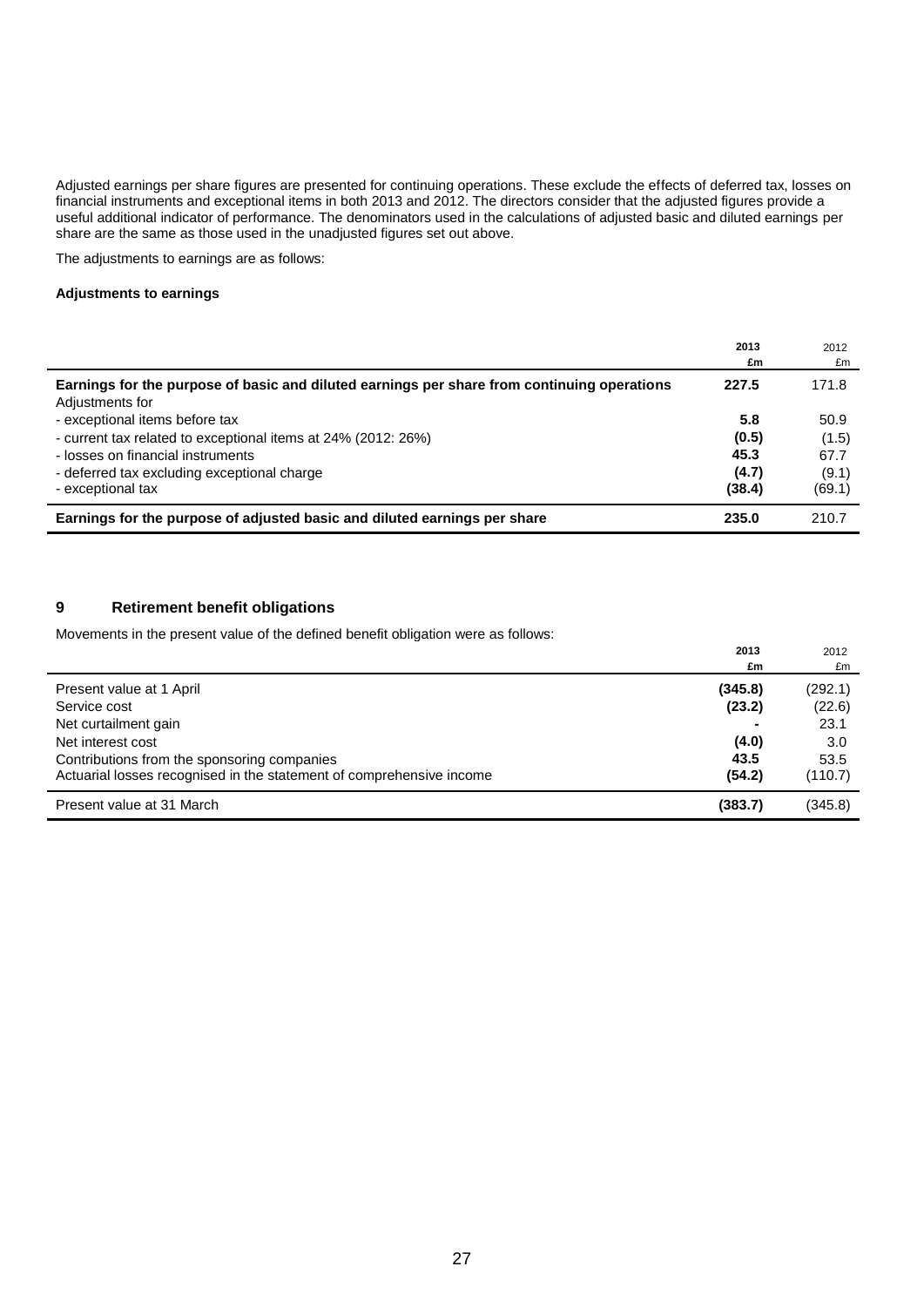Adjusted earnings per share figures are presented for continuing operations. These exclude the effects of deferred tax, losses on financial instruments and exceptional items in both 2013 and 2012. The directors consider that the adjusted figures provide a useful additional indicator of performance. The denominators used in the calculations of adjusted basic and diluted earnings per share are the same as those used in the unadjusted figures set out above.

The adjustments to earnings are as follows:

**Adjustments to earnings**

| | 2013 £m | 2012 £m |
|---|---|---|
| **Earnings for the purpose of basic and diluted earnings per share from continuing operations** | **227.5** | 171.8 |
| Adjustments for | | |
| - exceptional items before tax | **5.8** | 50.9 |
| - current tax related to exceptional items at 24% (2012: 26%) | **(0.5)** | (1.5) |
| - losses on financial instruments | **45.3** | 67.7 |
| - deferred tax excluding exceptional charge | **(4.7)** | (9.1) |
| - exceptional tax | **(38.4)** | (69.1) |
| **Earnings for the purpose of adjusted basic and diluted earnings per share** | **235.0** | 210.7 |

## 9 Retirement benefit obligations

Movements in the present value of the defined benefit obligation were as follows:

| | 2013 £m | 2012 £m |
|---|---|---|
| Present value at 1 April | **(345.8)** | (292.1) |
| Service cost | **(23.2)** | (22.6) |
| Net curtailment gain | **-** | 23.1 |
| Net interest cost | **(4.0)** | 3.0 |
| Contributions from the sponsoring companies | **43.5** | 53.5 |
| Actuarial losses recognised in the statement of comprehensive income | **(54.2)** | (110.7) |
| Present value at 31 March | **(383.7)** | (345.8) |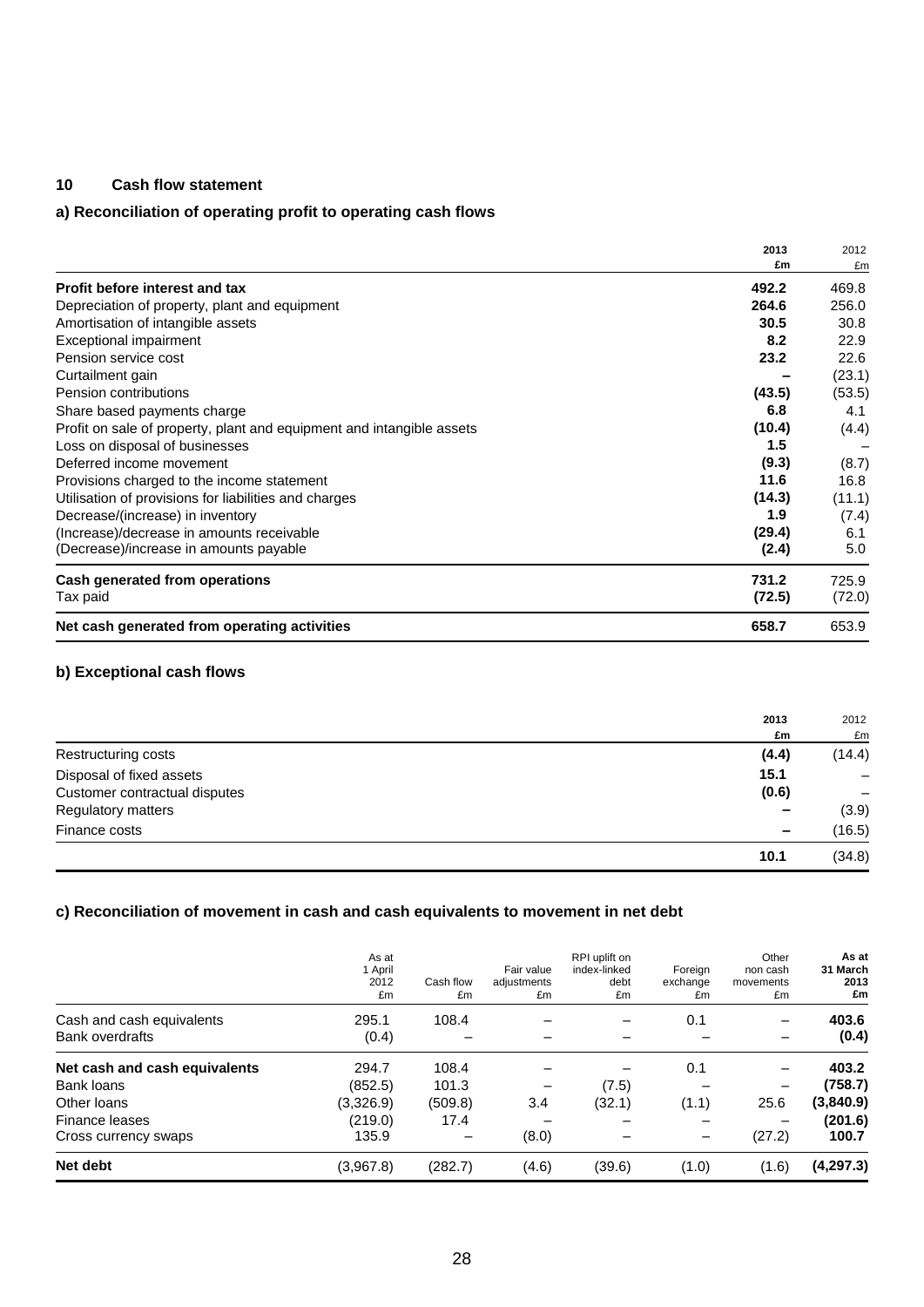## 10 Cash flow statement

### a) Reconciliation of operating profit to operating cash flows

| | 2013 £m | 2012 £m |
|---|---|---|
| **Profit before interest and tax** | **492.2** | 469.8 |
| Depreciation of property, plant and equipment | **264.6** | 256.0 |
| Amortisation of intangible assets | **30.5** | 30.8 |
| Exceptional impairment | **8.2** | 22.9 |
| Pension service cost | **23.2** | 22.6 |
| Curtailment gain | **–** | (23.1) |
| Pension contributions | **(43.5)** | (53.5) |
| Share based payments charge | **6.8** | 4.1 |
| Profit on sale of property, plant and equipment and intangible assets | **(10.4)** | (4.4) |
| Loss on disposal of businesses | **1.5** | – |
| Deferred income movement | **(9.3)** | (8.7) |
| Provisions charged to the income statement | **11.6** | 16.8 |
| Utilisation of provisions for liabilities and charges | **(14.3)** | (11.1) |
| Decrease/(increase) in inventory | **1.9** | (7.4) |
| (Increase)/decrease in amounts receivable | **(29.4)** | 6.1 |
| (Decrease)/increase in amounts payable | **(2.4)** | 5.0 |
| **Cash generated from operations** | **731.2** | 725.9 |
| Tax paid | **(72.5)** | (72.0) |
| **Net cash generated from operating activities** | **658.7** | 653.9 |

### b) Exceptional cash flows

| | 2013 £m | 2012 £m |
|---|---|---|
| Restructuring costs | **(4.4)** | (14.4) |
| Disposal of fixed assets | **15.1** | – |
| Customer contractual disputes | **(0.6)** | – |
| Regulatory matters | **–** | (3.9) |
| Finance costs | **–** | (16.5) |
| | **10.1** | (34.8) |

### c) Reconciliation of movement in cash and cash equivalents to movement in net debt

| | As at 1 April 2012 £m | Cash flow £m | Fair value adjustments £m | RPI uplift on index-linked debt £m | Foreign exchange £m | Other non cash movements £m | As at 31 March 2013 £m |
|---|---|---|---|---|---|---|---|
| Cash and cash equivalents | 295.1 | 108.4 | – | – | 0.1 | – | **403.6** |
| Bank overdrafts | (0.4) | – | – | – | – | – | **(0.4)** |
| **Net cash and cash equivalents** | 294.7 | 108.4 | – | – | 0.1 | – | **403.2** |
| Bank loans | (852.5) | 101.3 | – | (7.5) | – | – | **(758.7)** |
| Other loans | (3,326.9) | (509.8) | 3.4 | (32.1) | (1.1) | 25.6 | **(3,840.9)** |
| Finance leases | (219.0) | 17.4 | – | – | – | – | **(201.6)** |
| Cross currency swaps | 135.9 | – | (8.0) | – | – | (27.2) | **100.7** |
| **Net debt** | (3,967.8) | (282.7) | (4.6) | (39.6) | (1.0) | (1.6) | **(4,297.3)** |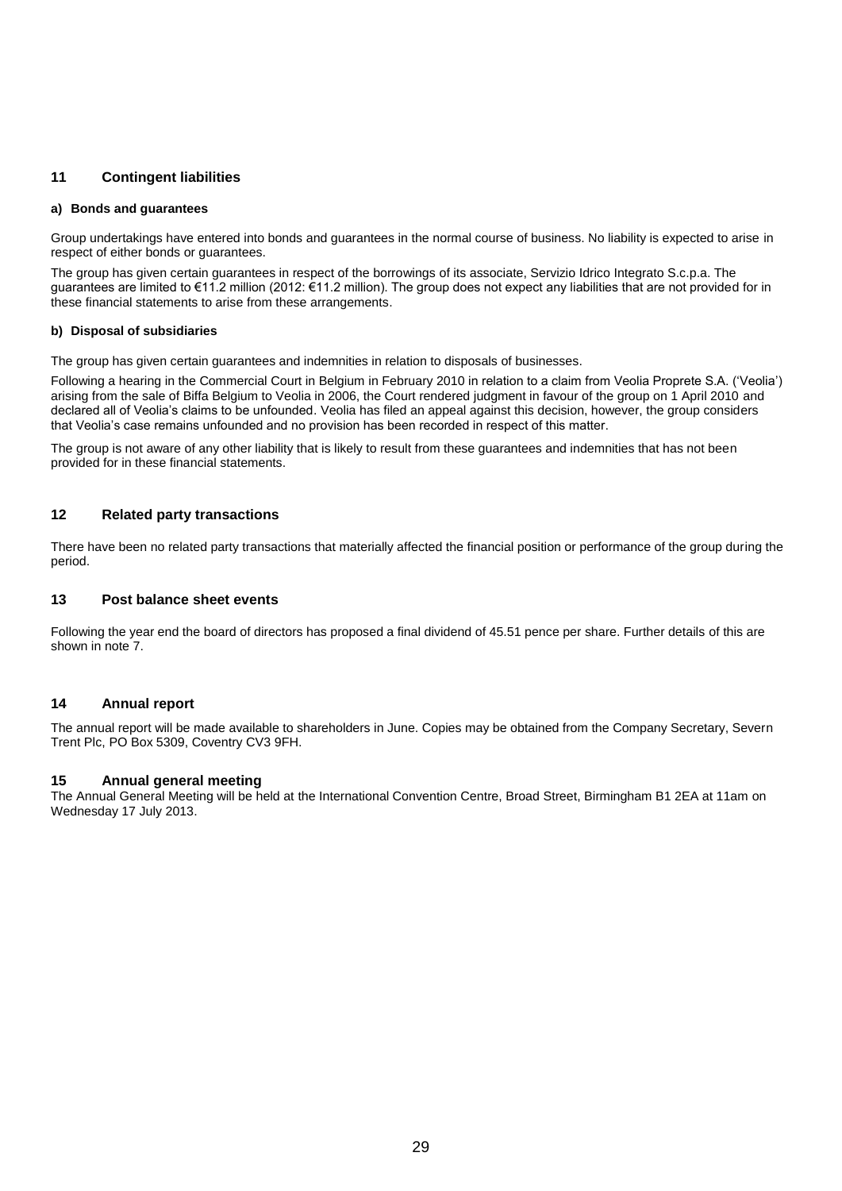## 11 Contingent liabilities

### a) Bonds and guarantees

Group undertakings have entered into bonds and guarantees in the normal course of business. No liability is expected to arise in respect of either bonds or guarantees.

The group has given certain guarantees in respect of the borrowings of its associate, Servizio Idrico Integrato S.c.p.a. The guarantees are limited to €11.2 million (2012: €11.2 million). The group does not expect any liabilities that are not provided for in these financial statements to arise from these arrangements.

### b) Disposal of subsidiaries

The group has given certain guarantees and indemnities in relation to disposals of businesses.

Following a hearing in the Commercial Court in Belgium in February 2010 in relation to a claim from Veolia Proprete S.A. ('Veolia') arising from the sale of Biffa Belgium to Veolia in 2006, the Court rendered judgment in favour of the group on 1 April 2010 and declared all of Veolia's claims to be unfounded. Veolia has filed an appeal against this decision, however, the group considers that Veolia's case remains unfounded and no provision has been recorded in respect of this matter.

The group is not aware of any other liability that is likely to result from these guarantees and indemnities that has not been provided for in these financial statements.

## 12 Related party transactions

There have been no related party transactions that materially affected the financial position or performance of the group during the period.

## 13 Post balance sheet events

Following the year end the board of directors has proposed a final dividend of 45.51 pence per share. Further details of this are shown in note 7.

## 14 Annual report

The annual report will be made available to shareholders in June. Copies may be obtained from the Company Secretary, Severn Trent Plc, PO Box 5309, Coventry CV3 9FH.

## 15 Annual general meeting

The Annual General Meeting will be held at the International Convention Centre, Broad Street, Birmingham B1 2EA at 11am on Wednesday 17 July 2013.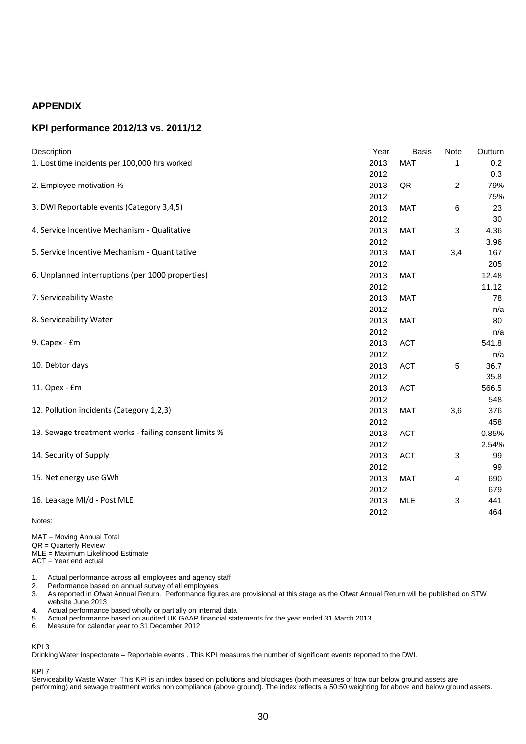## APPENDIX

## KPI performance 2012/13 vs. 2011/12

| Description | Year | Basis | Note | Outturn |
|---|---|---|---|---|
| 1. Lost time incidents per 100,000 hrs worked | 2013 | MAT | 1 | 0.2 |
| | 2012 | | | 0.3 |
| 2. Employee motivation % | 2013 | QR | 2 | 79% |
| | 2012 | | | 75% |
| 3. DWI Reportable events (Category 3,4,5) | 2013 | MAT | 6 | 23 |
| | 2012 | | | 30 |
| 4. Service Incentive Mechanism - Qualitative | 2013 | MAT | 3 | 4.36 |
| | 2012 | | | 3.96 |
| 5. Service Incentive Mechanism - Quantitative | 2013 | MAT | 3,4 | 167 |
| | 2012 | | | 205 |
| 6. Unplanned interruptions (per 1000 properties) | 2013 | MAT | | 12.48 |
| | 2012 | | | 11.12 |
| 7. Serviceability Waste | 2013 | MAT | | 78 |
| | 2012 | | | n/a |
| 8. Serviceability Water | 2013 | MAT | | 80 |
| | 2012 | | | n/a |
| 9. Capex - £m | 2013 | ACT | | 541.8 |
| | 2012 | | | n/a |
| 10. Debtor days | 2013 | ACT | 5 | 36.7 |
| | 2012 | | | 35.8 |
| 11. Opex - £m | 2013 | ACT | | 566.5 |
| | 2012 | | | 548 |
| 12. Pollution incidents (Category 1,2,3) | 2013 | MAT | 3,6 | 376 |
| | 2012 | | | 458 |
| 13. Sewage treatment works - failing consent limits % | 2013 | ACT | | 0.85% |
| | 2012 | | | 2.54% |
| 14. Security of Supply | 2013 | ACT | 3 | 99 |
| | 2012 | | | 99 |
| 15. Net energy use GWh | 2013 | MAT | 4 | 690 |
| | 2012 | | | 679 |
| 16. Leakage Ml/d - Post MLE | 2013 | MLE | 3 | 441 |
| | 2012 | | | 464 |

Notes:

MAT = Moving Annual Total
QR = Quarterly Review
MLE = Maximum Likelihood Estimate
ACT = Year end actual

1. Actual performance across all employees and agency staff
2. Performance based on annual survey of all employees
3. As reported in Ofwat Annual Return. Performance figures are provisional at this stage as the Ofwat Annual Return will be published on STW website June 2013
4. Actual performance based wholly or partially on internal data
5. Actual performance based on audited UK GAAP financial statements for the year ended 31 March 2013
6. Measure for calendar year to 31 December 2012

KPI 3
Drinking Water Inspectorate – Reportable events . This KPI measures the number of significant events reported to the DWI.

KPI 7
Serviceability Waste Water. This KPI is an index based on pollutions and blockages (both measures of how our below ground assets are performing) and sewage treatment works non compliance (above ground). The index reflects a 50:50 weighting for above and below ground assets.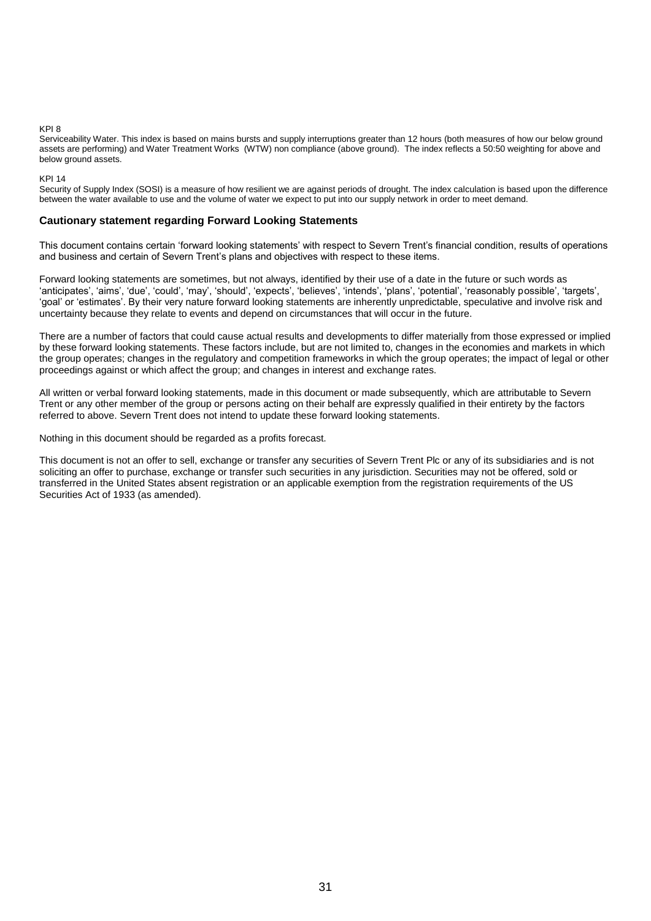KPI 8

Serviceability Water. This index is based on mains bursts and supply interruptions greater than 12 hours (both measures of how our below ground assets are performing) and Water Treatment Works (WTW) non compliance (above ground). The index reflects a 50:50 weighting for above and below ground assets.

KPI 14

Security of Supply Index (SOSI) is a measure of how resilient we are against periods of drought. The index calculation is based upon the difference between the water available to use and the volume of water we expect to put into our supply network in order to meet demand.

### Cautionary statement regarding Forward Looking Statements

This document contains certain 'forward looking statements' with respect to Severn Trent's financial condition, results of operations and business and certain of Severn Trent's plans and objectives with respect to these items.

Forward looking statements are sometimes, but not always, identified by their use of a date in the future or such words as 'anticipates', 'aims', 'due', 'could', 'may', 'should', 'expects', 'believes', 'intends', 'plans', 'potential', 'reasonably possible', 'targets', 'goal' or 'estimates'. By their very nature forward looking statements are inherently unpredictable, speculative and involve risk and uncertainty because they relate to events and depend on circumstances that will occur in the future.

There are a number of factors that could cause actual results and developments to differ materially from those expressed or implied by these forward looking statements. These factors include, but are not limited to, changes in the economies and markets in which the group operates; changes in the regulatory and competition frameworks in which the group operates; the impact of legal or other proceedings against or which affect the group; and changes in interest and exchange rates.

All written or verbal forward looking statements, made in this document or made subsequently, which are attributable to Severn Trent or any other member of the group or persons acting on their behalf are expressly qualified in their entirety by the factors referred to above. Severn Trent does not intend to update these forward looking statements.

Nothing in this document should be regarded as a profits forecast.

This document is not an offer to sell, exchange or transfer any securities of Severn Trent Plc or any of its subsidiaries and is not soliciting an offer to purchase, exchange or transfer such securities in any jurisdiction. Securities may not be offered, sold or transferred in the United States absent registration or an applicable exemption from the registration requirements of the US Securities Act of 1933 (as amended).